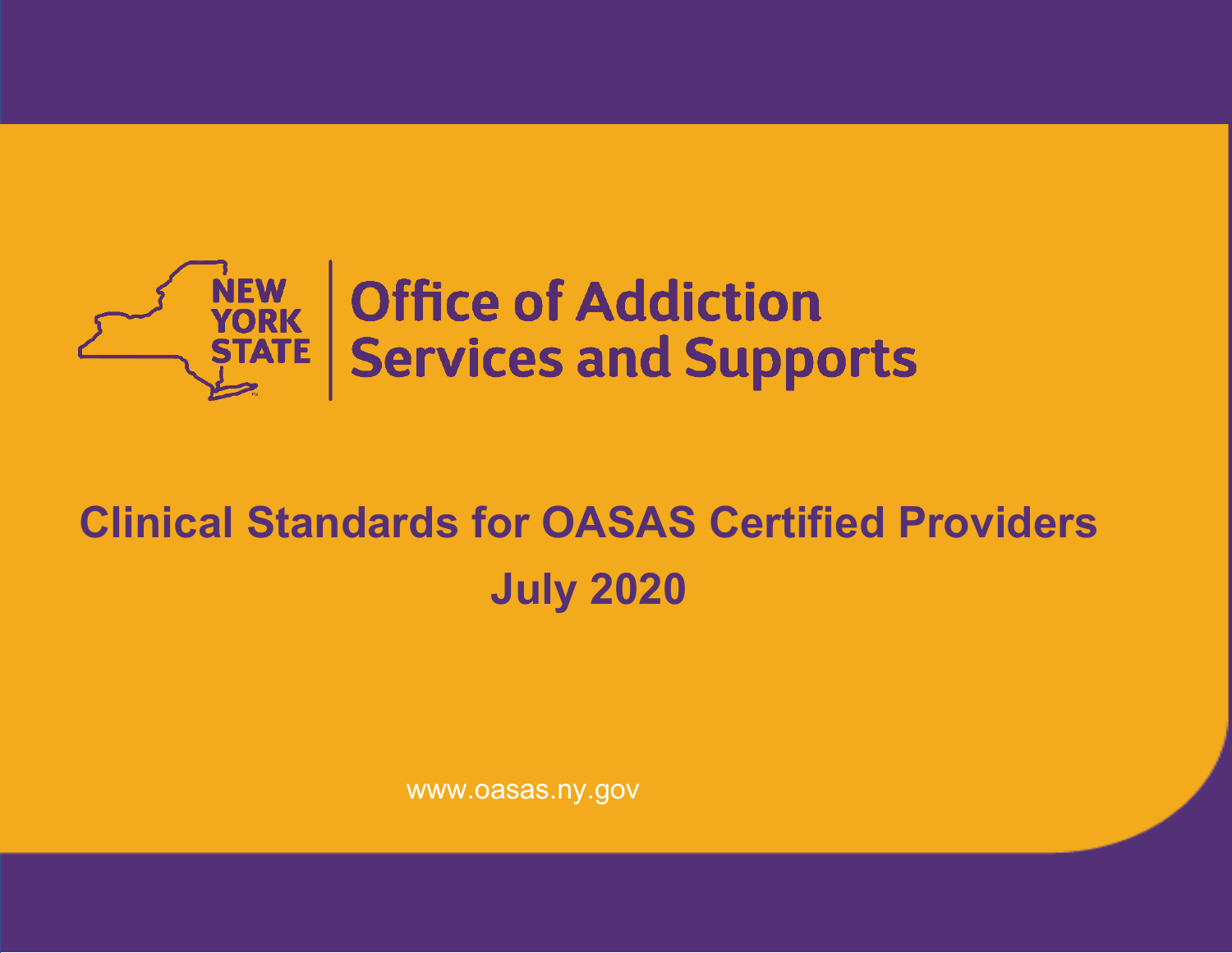NEW YORK STATE | Office of Addiction Services and Supports

# Clinical Standards for OASAS Certified Providers

## July 2020

www.oasas.ny.gov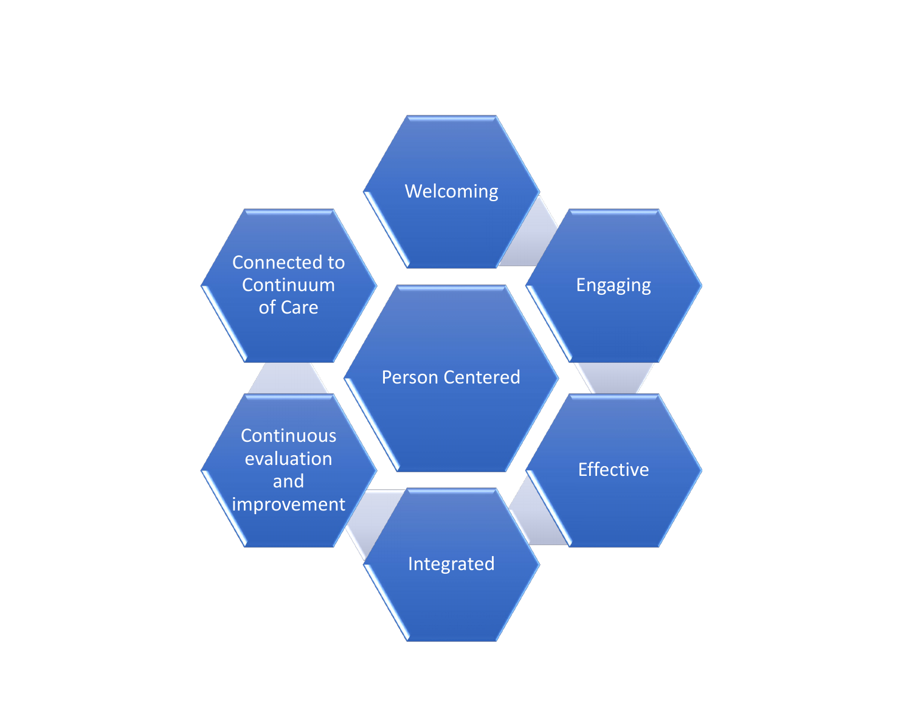Welcoming

Engaging

Effective

Integrated

Continuous evaluation and improvement

Connected to Continuum of Care

Person Centered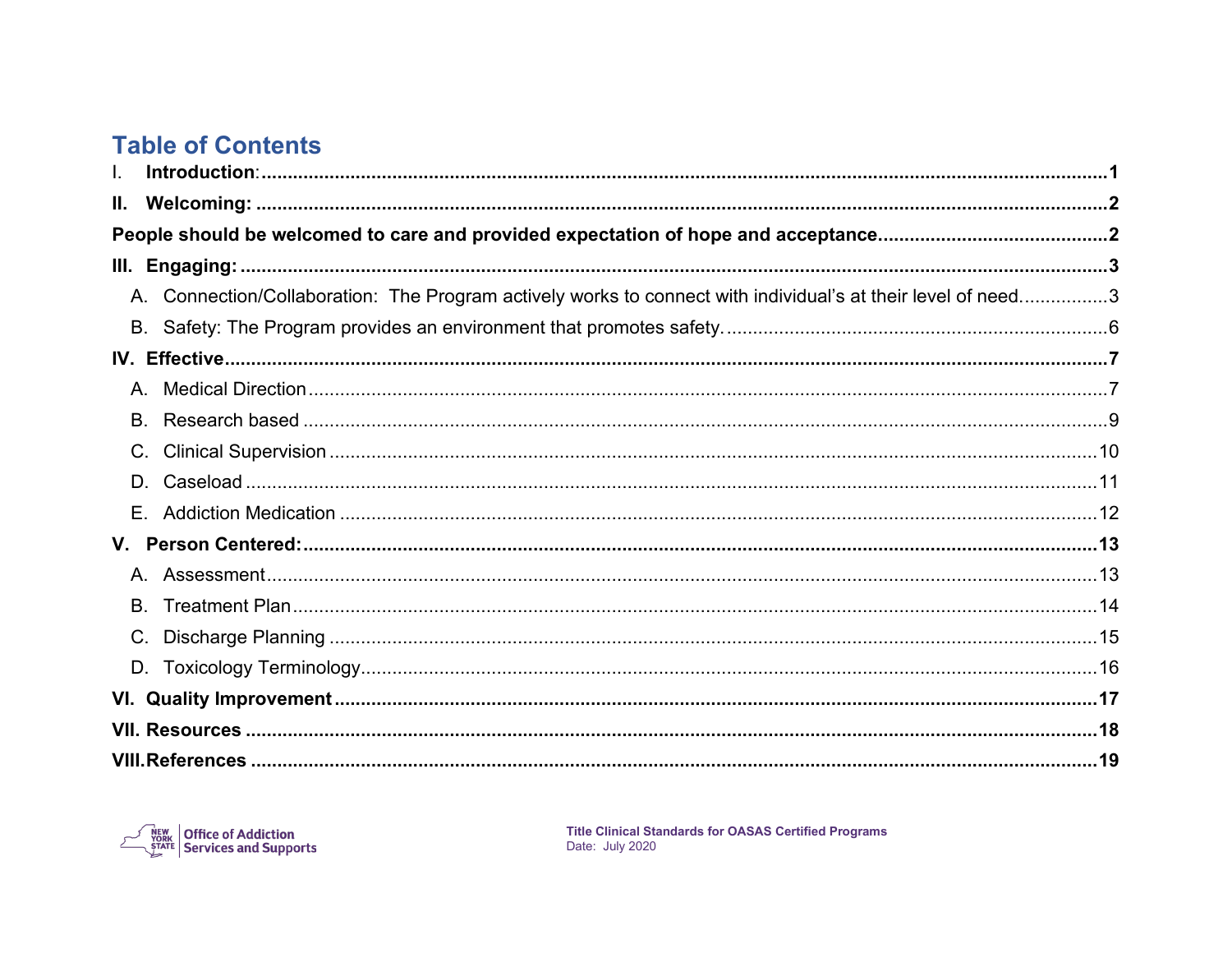# Table of Contents

I. **Introduction**: 1

**II. Welcoming:** 2

**People should be welcomed to care and provided expectation of hope and acceptance.** 2

**III. Engaging:** 3

- A. Connection/Collaboration: The Program actively works to connect with individual's at their level of need. 3
- B. Safety: The Program provides an environment that promotes safety. 6

**IV. Effective** 7

- A. Medical Direction 7
- B. Research based 9
- C. Clinical Supervision 10
- D. Caseload 11
- E. Addiction Medication 12

**V. Person Centered:** 13

- A. Assessment 13
- B. Treatment Plan 14
- C. Discharge Planning 15
- D. Toxicology Terminology 16

**VI. Quality Improvement** 17

**VII. Resources** 18

**VIII. References** 19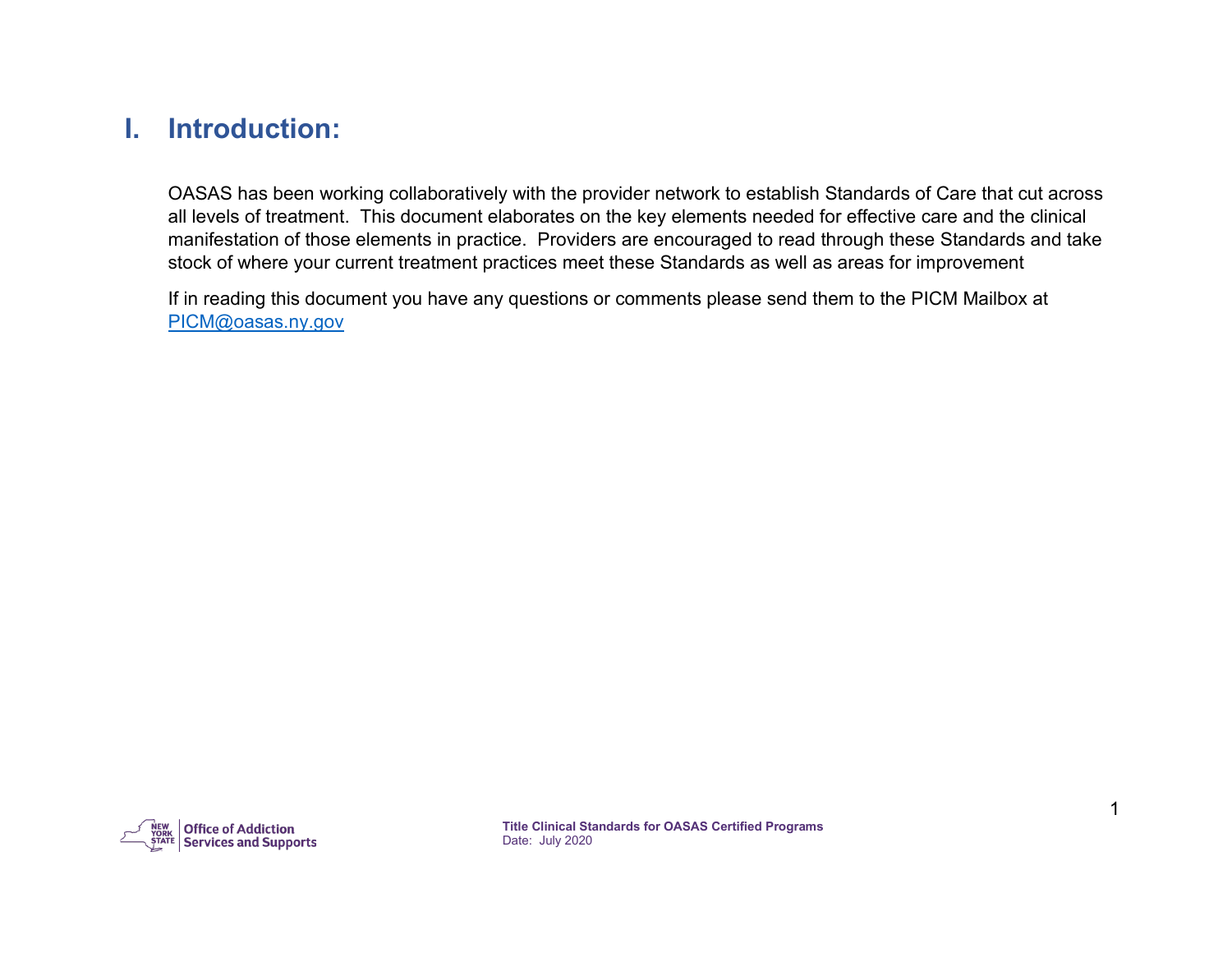# I. Introduction:

OASAS has been working collaboratively with the provider network to establish Standards of Care that cut across all levels of treatment. This document elaborates on the key elements needed for effective care and the clinical manifestation of those elements in practice. Providers are encouraged to read through these Standards and take stock of where your current treatment practices meet these Standards as well as areas for improvement

If in reading this document you have any questions or comments please send them to the PICM Mailbox at PICM@oasas.ny.gov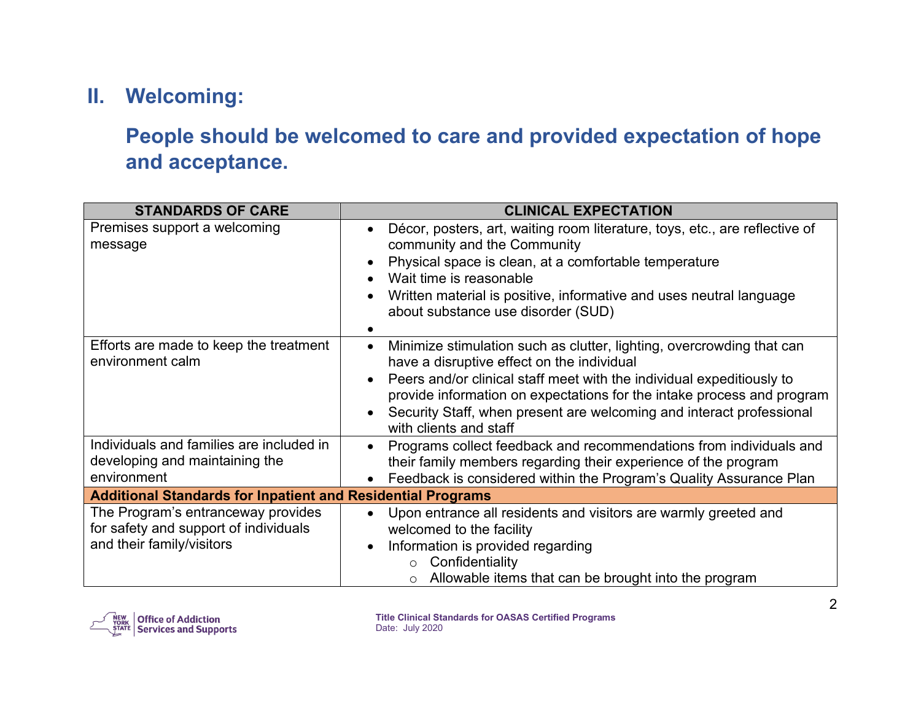## II. Welcoming:

## People should be welcomed to care and provided expectation of hope and acceptance.

| STANDARDS OF CARE | CLINICAL EXPECTATION |
|---|---|
| Premises support a welcoming message | • Décor, posters, art, waiting room literature, toys, etc., are reflective of community and the Community<br>• Physical space is clean, at a comfortable temperature<br>• Wait time is reasonable<br>• Written material is positive, informative and uses neutral language about substance use disorder (SUD)<br>• |
| Efforts are made to keep the treatment environment calm | • Minimize stimulation such as clutter, lighting, overcrowding that can have a disruptive effect on the individual<br>• Peers and/or clinical staff meet with the individual expeditiously to provide information on expectations for the intake process and program<br>• Security Staff, when present are welcoming and interact professional with clients and staff |
| Individuals and families are included in developing and maintaining the environment | • Programs collect feedback and recommendations from individuals and their family members regarding their experience of the program<br>• Feedback is considered within the Program's Quality Assurance Plan |
| **Additional Standards for Inpatient and Residential Programs** | |
| The Program's entranceway provides for safety and support of individuals and their family/visitors | • Upon entrance all residents and visitors are warmly greeted and welcomed to the facility<br>• Information is provided regarding<br>&nbsp;&nbsp;&nbsp;&nbsp;○ Confidentiality<br>&nbsp;&nbsp;&nbsp;&nbsp;○ Allowable items that can be brought into the program |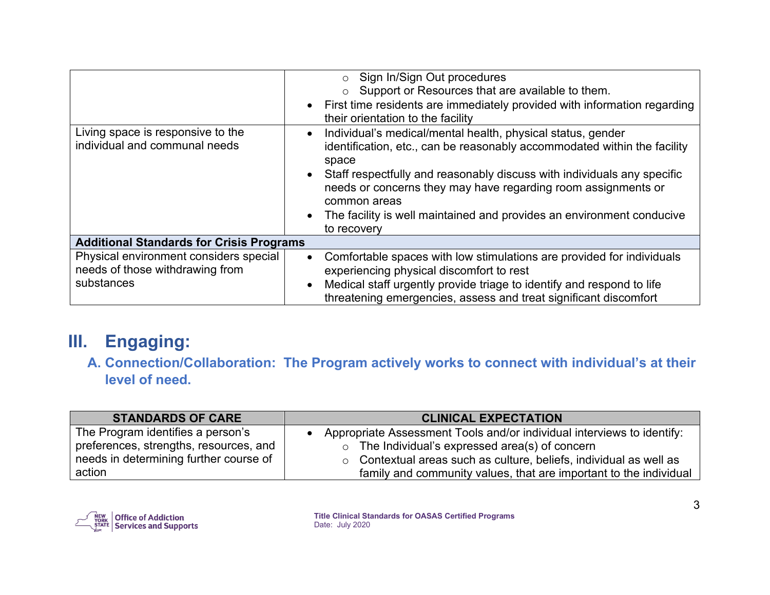| | |
|---|---|
| | ○ Sign In/Sign Out procedures<br>○ Support or Resources that are available to them.<br>• First time residents are immediately provided with information regarding their orientation to the facility |
| Living space is responsive to the individual and communal needs | • Individual's medical/mental health, physical status, gender identification, etc., can be reasonably accommodated within the facility space<br>• Staff respectfully and reasonably discuss with individuals any specific needs or concerns they may have regarding room assignments or common areas<br>• The facility is well maintained and provides an environment conducive to recovery |
| **Additional Standards for Crisis Programs** | |
| Physical environment considers special needs of those withdrawing from substances | • Comfortable spaces with low stimulations are provided for individuals experiencing physical discomfort to rest<br>• Medical staff urgently provide triage to identify and respond to life threatening emergencies, assess and treat significant discomfort |

# III. Engaging:

## A. Connection/Collaboration: The Program actively works to connect with individual's at their level of need.

| STANDARDS OF CARE | CLINICAL EXPECTATION |
|---|---|
| The Program identifies a person's preferences, strengths, resources, and needs in determining further course of action | • Appropriate Assessment Tools and/or individual interviews to identify:<br>○ The Individual's expressed area(s) of concern<br>○ Contextual areas such as culture, beliefs, individual as well as family and community values, that are important to the individual |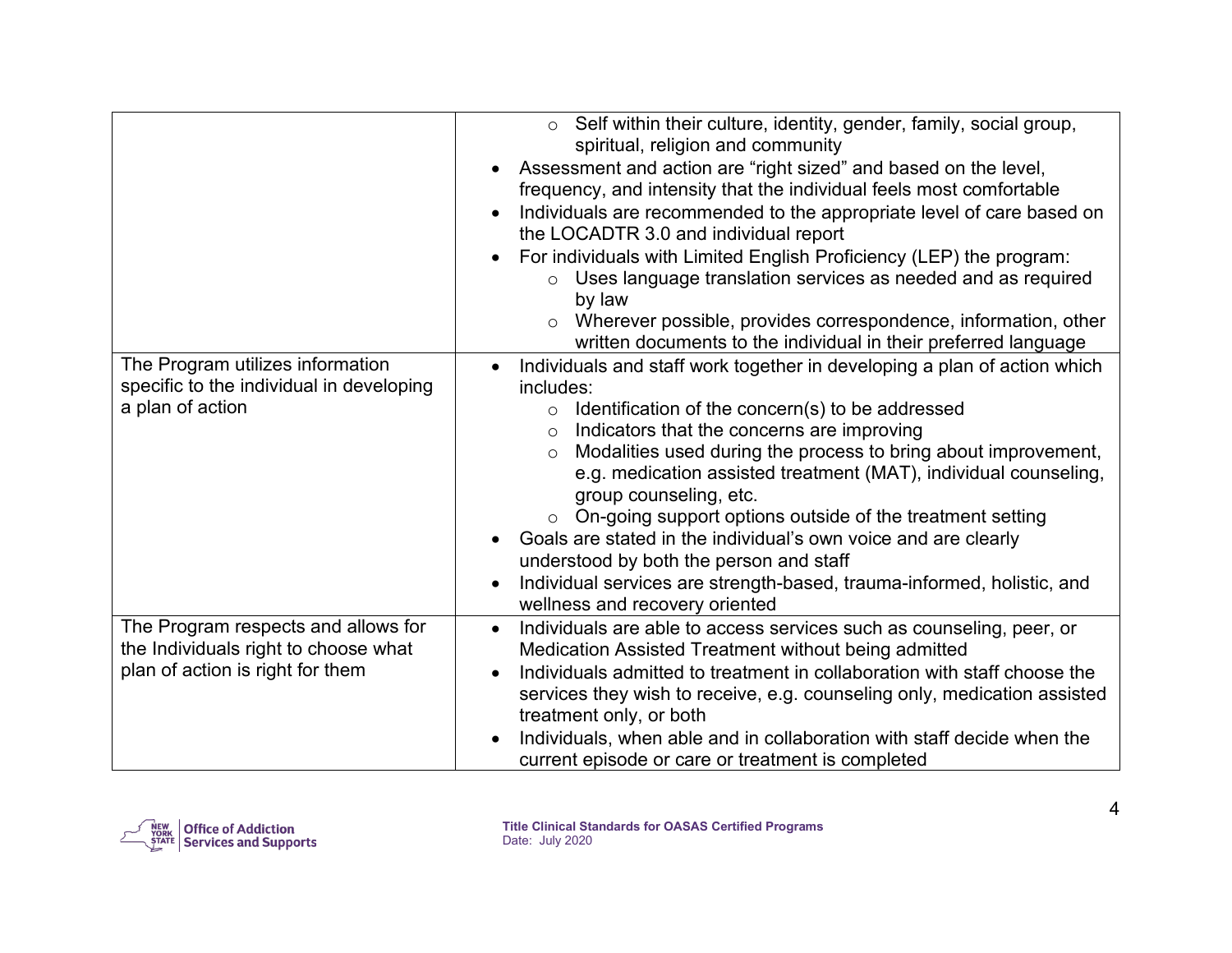| | |
|---|---|
| | ◦ Self within their culture, identity, gender, family, social group, spiritual, religion and community<br>• Assessment and action are "right sized" and based on the level, frequency, and intensity that the individual feels most comfortable<br>• Individuals are recommended to the appropriate level of care based on the LOCADTR 3.0 and individual report<br>• For individuals with Limited English Proficiency (LEP) the program:<br>◦ Uses language translation services as needed and as required by law<br>◦ Wherever possible, provides correspondence, information, other written documents to the individual in their preferred language |
| The Program utilizes information specific to the individual in developing a plan of action | • Individuals and staff work together in developing a plan of action which includes:<br>◦ Identification of the concern(s) to be addressed<br>◦ Indicators that the concerns are improving<br>◦ Modalities used during the process to bring about improvement, e.g. medication assisted treatment (MAT), individual counseling, group counseling, etc.<br>◦ On-going support options outside of the treatment setting<br>• Goals are stated in the individual's own voice and are clearly understood by both the person and staff<br>• Individual services are strength-based, trauma-informed, holistic, and wellness and recovery oriented |
| The Program respects and allows for the Individuals right to choose what plan of action is right for them | • Individuals are able to access services such as counseling, peer, or Medication Assisted Treatment without being admitted<br>• Individuals admitted to treatment in collaboration with staff choose the services they wish to receive, e.g. counseling only, medication assisted treatment only, or both<br>• Individuals, when able and in collaboration with staff decide when the current episode or care or treatment is completed |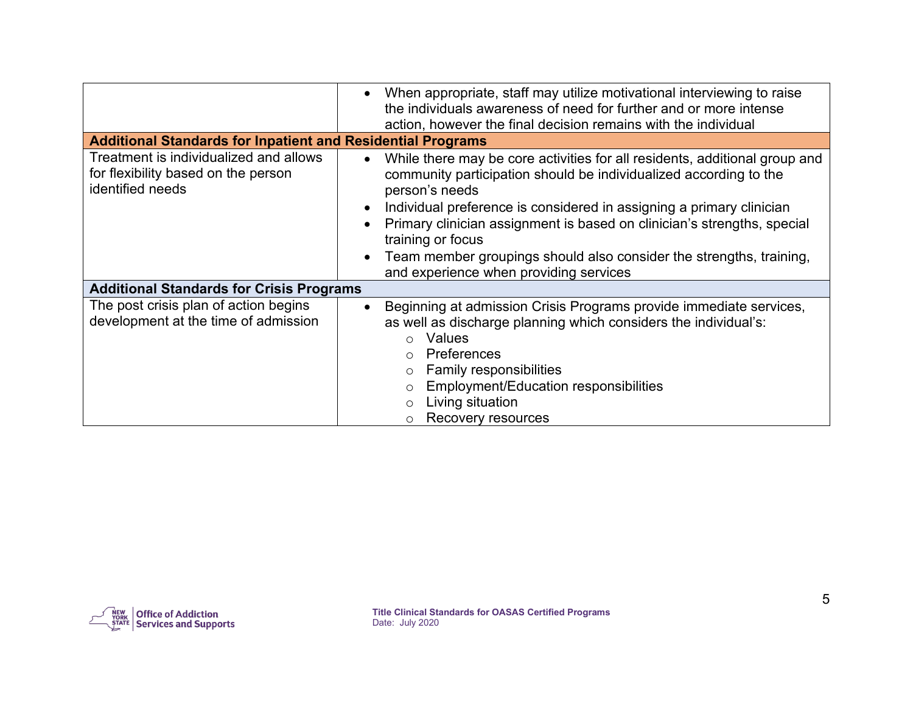| | |
|---|---|
| | • When appropriate, staff may utilize motivational interviewing to raise the individuals awareness of need for further and or more intense action, however the final decision remains with the individual |
| **Additional Standards for Inpatient and Residential Programs** | |
| Treatment is individualized and allows for flexibility based on the person identified needs | • While there may be core activities for all residents, additional group and community participation should be individualized according to the person's needs<br>• Individual preference is considered in assigning a primary clinician<br>• Primary clinician assignment is based on clinician's strengths, special training or focus<br>• Team member groupings should also consider the strengths, training, and experience when providing services |
| **Additional Standards for Crisis Programs** | |
| The post crisis plan of action begins development at the time of admission | • Beginning at admission Crisis Programs provide immediate services, as well as discharge planning which considers the individual's:<br>  ○ Values<br>  ○ Preferences<br>  ○ Family responsibilities<br>  ○ Employment/Education responsibilities<br>  ○ Living situation<br>  ○ Recovery resources |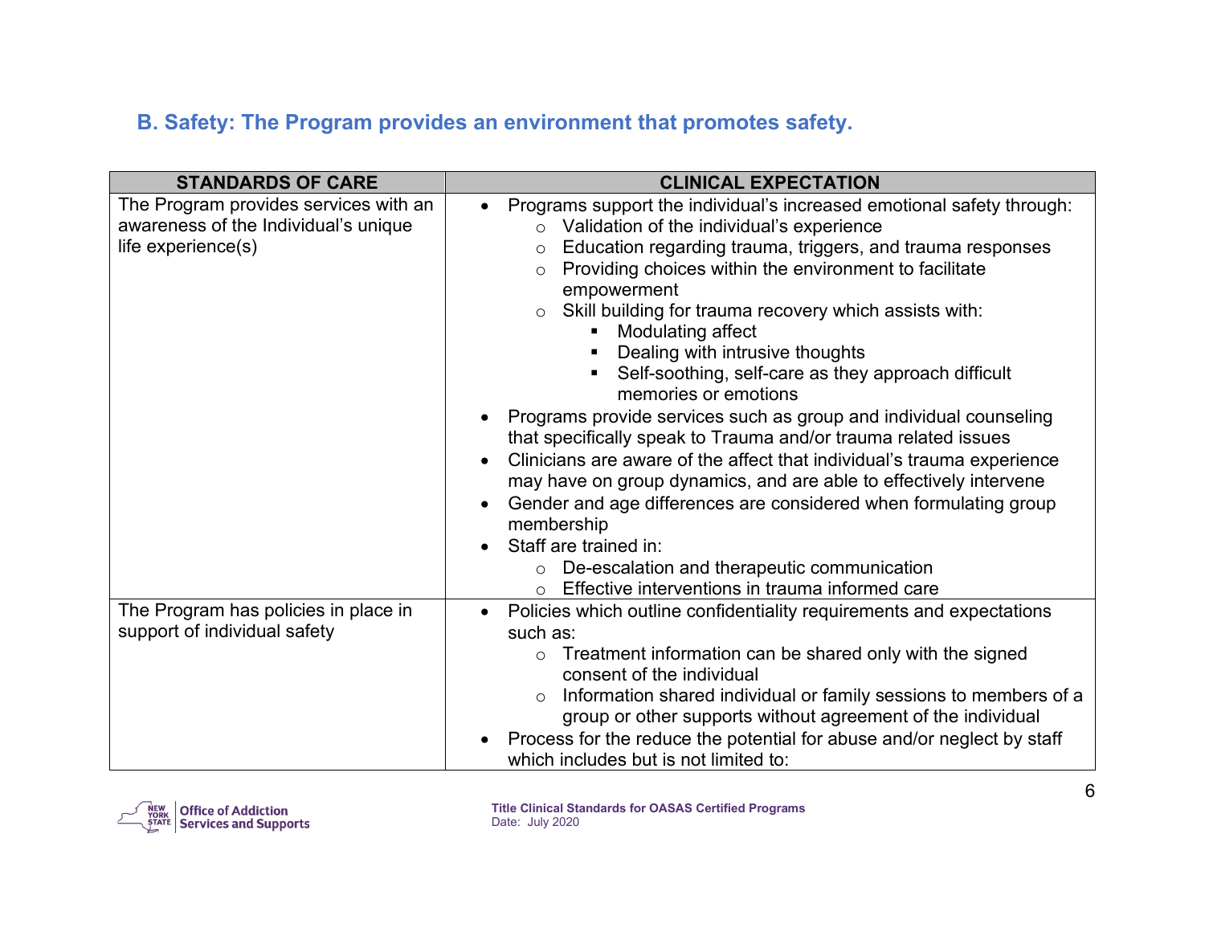## B. Safety: The Program provides an environment that promotes safety.

| STANDARDS OF CARE | CLINICAL EXPECTATION |
|---|---|
| The Program provides services with an awareness of the Individual's unique life experience(s) | • Programs support the individual's increased emotional safety through:<br>  ○ Validation of the individual's experience<br>  ○ Education regarding trauma, triggers, and trauma responses<br>  ○ Providing choices within the environment to facilitate empowerment<br>  ○ Skill building for trauma recovery which assists with:<br>    ▪ Modulating affect<br>    ▪ Dealing with intrusive thoughts<br>    ▪ Self-soothing, self-care as they approach difficult memories or emotions<br>• Programs provide services such as group and individual counseling that specifically speak to Trauma and/or trauma related issues<br>• Clinicians are aware of the affect that individual's trauma experience may have on group dynamics, and are able to effectively intervene<br>• Gender and age differences are considered when formulating group membership<br>• Staff are trained in:<br>  ○ De-escalation and therapeutic communication<br>  ○ Effective interventions in trauma informed care |
| The Program has policies in place in support of individual safety | • Policies which outline confidentiality requirements and expectations such as:<br>  ○ Treatment information can be shared only with the signed consent of the individual<br>  ○ Information shared individual or family sessions to members of a group or other supports without agreement of the individual<br>• Process for the reduce the potential for abuse and/or neglect by staff which includes but is not limited to: |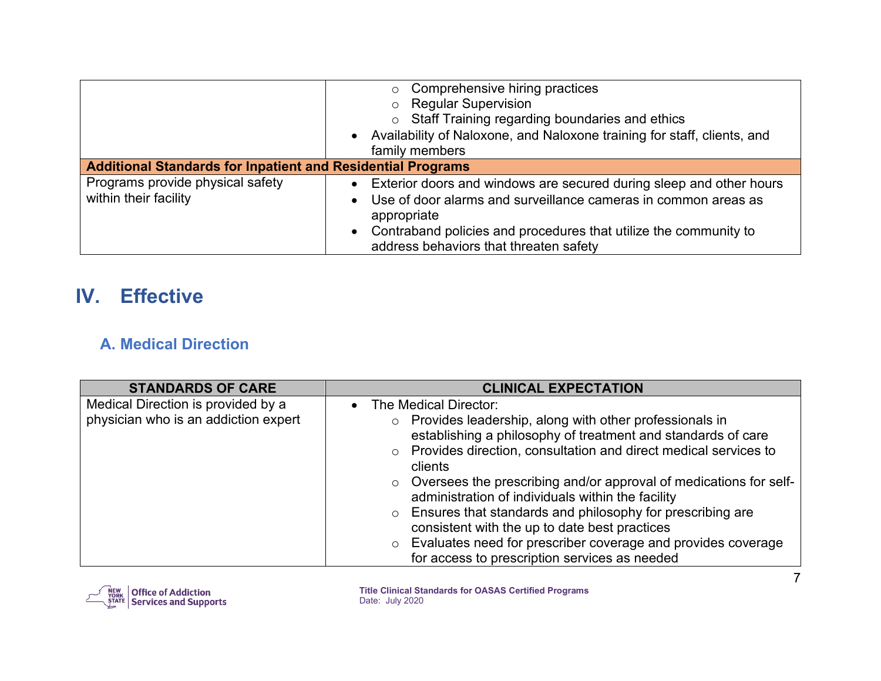| | |
|---|---|
| | ○ Comprehensive hiring practices<br>○ Regular Supervision<br>○ Staff Training regarding boundaries and ethics<br>• Availability of Naloxone, and Naloxone training for staff, clients, and family members |
| **Additional Standards for Inpatient and Residential Programs** | |
| Programs provide physical safety within their facility | • Exterior doors and windows are secured during sleep and other hours<br>• Use of door alarms and surveillance cameras in common areas as appropriate<br>• Contraband policies and procedures that utilize the community to address behaviors that threaten safety |

# IV. Effective

## A. Medical Direction

| STANDARDS OF CARE | CLINICAL EXPECTATION |
|---|---|
| Medical Direction is provided by a physician who is an addiction expert | • The Medical Director:<br>○ Provides leadership, along with other professionals in establishing a philosophy of treatment and standards of care<br>○ Provides direction, consultation and direct medical services to clients<br>○ Oversees the prescribing and/or approval of medications for self-administration of individuals within the facility<br>○ Ensures that standards and philosophy for prescribing are consistent with the up to date best practices<br>○ Evaluates need for prescriber coverage and provides coverage for access to prescription services as needed |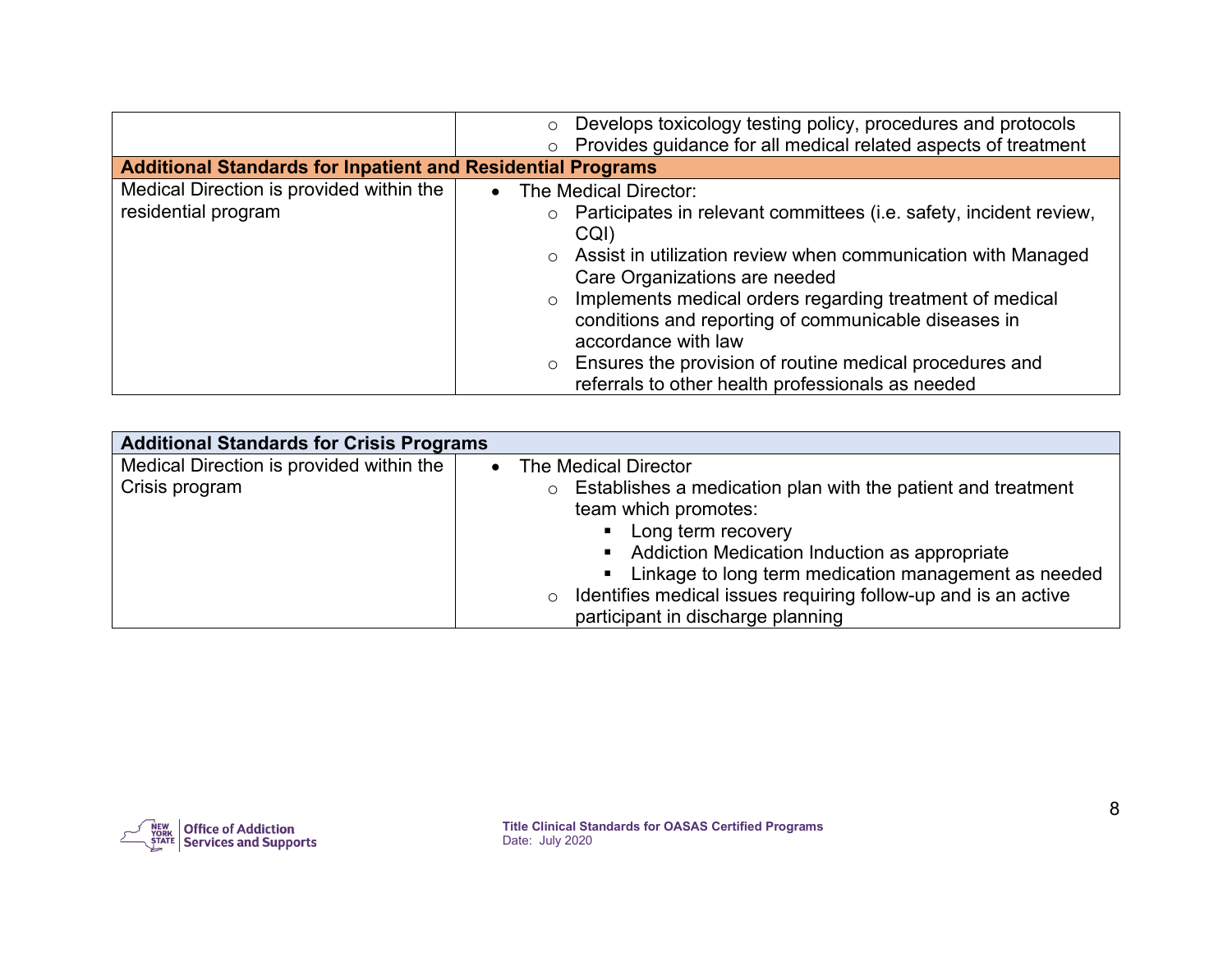| | |
|---|---|
| | ○ Develops toxicology testing policy, procedures and protocols<br>○ Provides guidance for all medical related aspects of treatment |
| **Additional Standards for Inpatient and Residential Programs** | |
| Medical Direction is provided within the residential program | • The Medical Director:<br>○ Participates in relevant committees (i.e. safety, incident review, CQI)<br>○ Assist in utilization review when communication with Managed Care Organizations are needed<br>○ Implements medical orders regarding treatment of medical conditions and reporting of communicable diseases in accordance with law<br>○ Ensures the provision of routine medical procedures and referrals to other health professionals as needed |

| **Additional Standards for Crisis Programs** | |
|---|---|
| Medical Direction is provided within the Crisis program | • The Medical Director<br>○ Establishes a medication plan with the patient and treatment team which promotes:<br>▪ Long term recovery<br>▪ Addiction Medication Induction as appropriate<br>▪ Linkage to long term medication management as needed<br>○ Identifies medical issues requiring follow-up and is an active participant in discharge planning |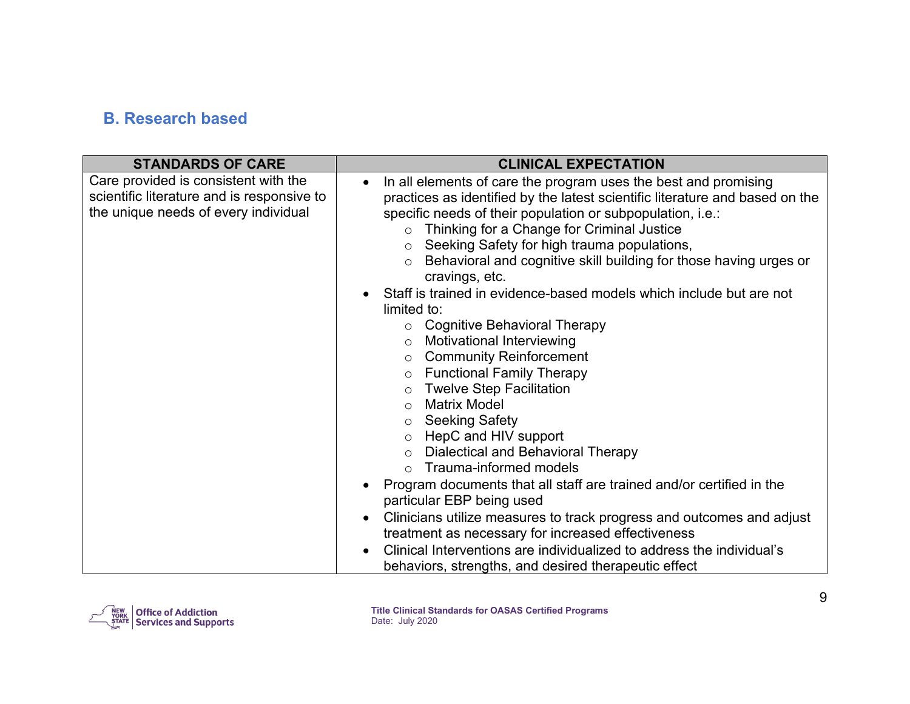## B. Research based

| STANDARDS OF CARE | CLINICAL EXPECTATION |
| --- | --- |
| Care provided is consistent with the scientific literature and is responsive to the unique needs of every individual | • In all elements of care the program uses the best and promising practices as identified by the latest scientific literature and based on the specific needs of their population or subpopulation, i.e.:<br>  ○ Thinking for a Change for Criminal Justice<br>  ○ Seeking Safety for high trauma populations,<br>  ○ Behavioral and cognitive skill building for those having urges or cravings, etc.<br>• Staff is trained in evidence-based models which include but are not limited to:<br>  ○ Cognitive Behavioral Therapy<br>  ○ Motivational Interviewing<br>  ○ Community Reinforcement<br>  ○ Functional Family Therapy<br>  ○ Twelve Step Facilitation<br>  ○ Matrix Model<br>  ○ Seeking Safety<br>  ○ HepC and HIV support<br>  ○ Dialectical and Behavioral Therapy<br>  ○ Trauma-informed models<br>• Program documents that all staff are trained and/or certified in the particular EBP being used<br>• Clinicians utilize measures to track progress and outcomes and adjust treatment as necessary for increased effectiveness<br>• Clinical Interventions are individualized to address the individual's behaviors, strengths, and desired therapeutic effect |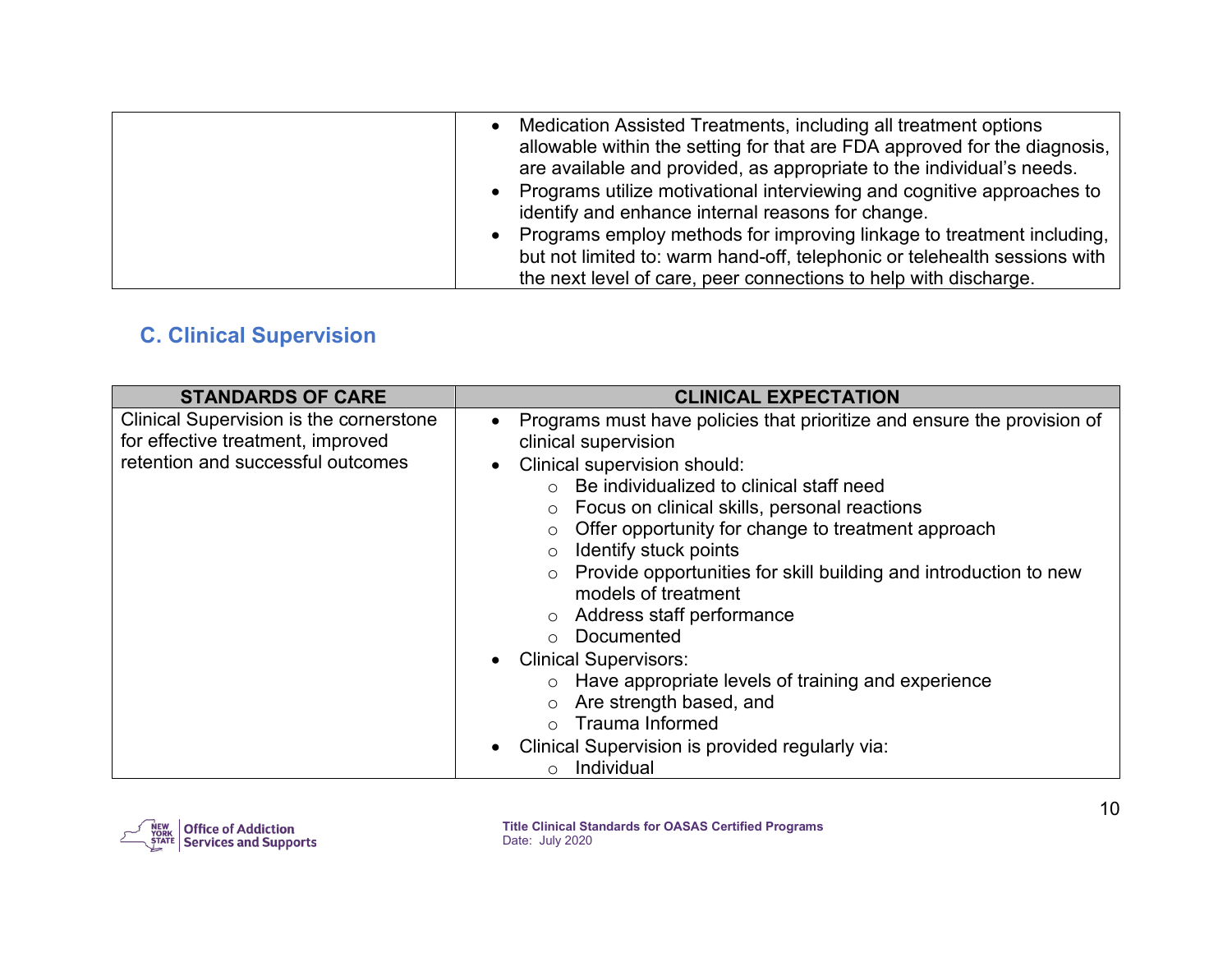| | |
|---|---|
| | • Medication Assisted Treatments, including all treatment options allowable within the setting for that are FDA approved for the diagnosis, are available and provided, as appropriate to the individual's needs.<br>• Programs utilize motivational interviewing and cognitive approaches to identify and enhance internal reasons for change.<br>• Programs employ methods for improving linkage to treatment including, but not limited to: warm hand-off, telephonic or telehealth sessions with the next level of care, peer connections to help with discharge. |

## C. Clinical Supervision

| STANDARDS OF CARE | CLINICAL EXPECTATION |
|---|---|
| Clinical Supervision is the cornerstone for effective treatment, improved retention and successful outcomes | • Programs must have policies that prioritize and ensure the provision of clinical supervision<br>• Clinical supervision should:<br>  ○ Be individualized to clinical staff need<br>  ○ Focus on clinical skills, personal reactions<br>  ○ Offer opportunity for change to treatment approach<br>  ○ Identify stuck points<br>  ○ Provide opportunities for skill building and introduction to new models of treatment<br>  ○ Address staff performance<br>  ○ Documented<br>• Clinical Supervisors:<br>  ○ Have appropriate levels of training and experience<br>  ○ Are strength based, and<br>  ○ Trauma Informed<br>• Clinical Supervision is provided regularly via:<br>  ○ Individual |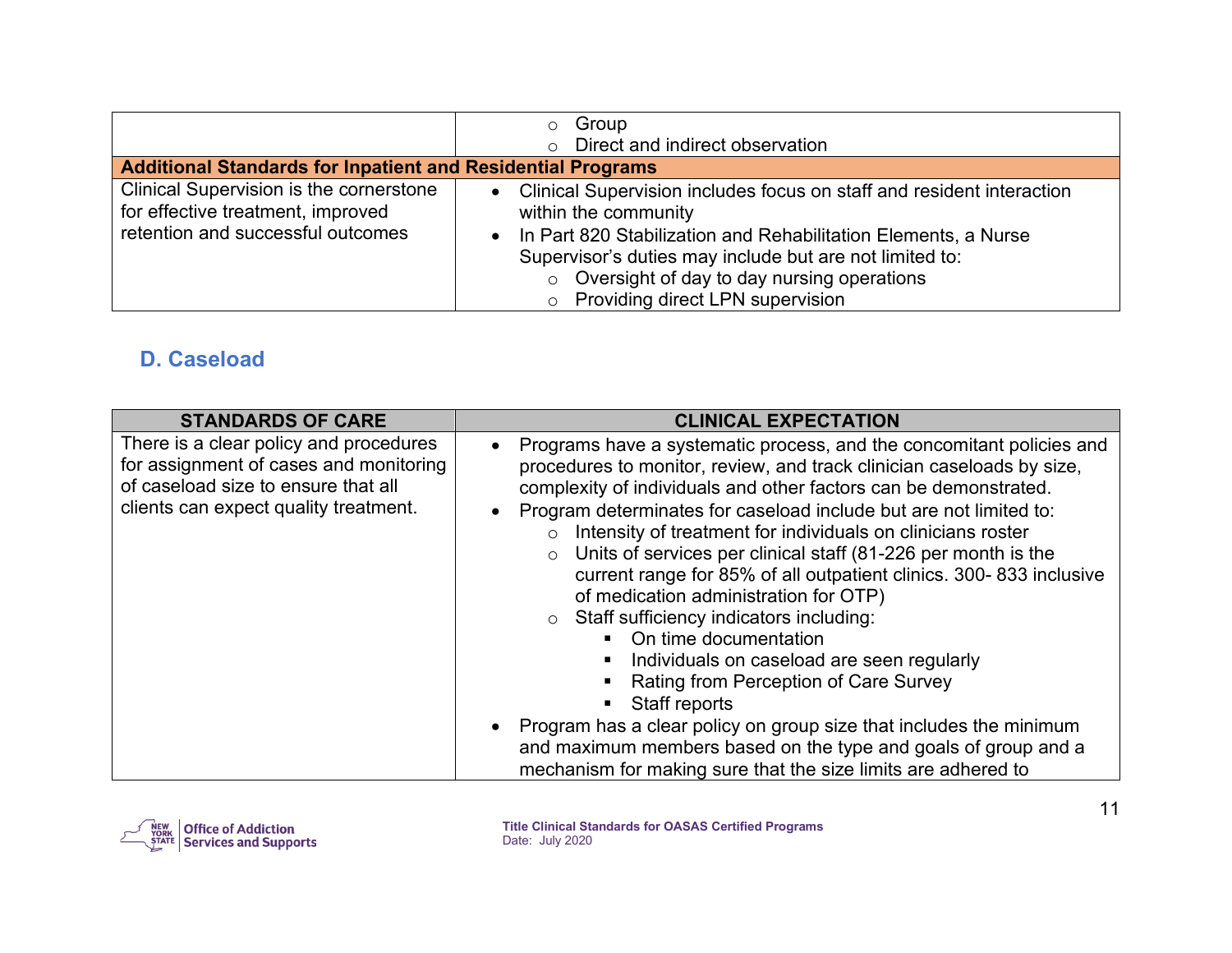| | |
|---|---|
| | ○ Group<br>○ Direct and indirect observation |
| **Additional Standards for Inpatient and Residential Programs** | |
| Clinical Supervision is the cornerstone for effective treatment, improved retention and successful outcomes | • Clinical Supervision includes focus on staff and resident interaction within the community<br>• In Part 820 Stabilization and Rehabilitation Elements, a Nurse Supervisor's duties may include but are not limited to:<br>  ○ Oversight of day to day nursing operations<br>  ○ Providing direct LPN supervision |

## D. Caseload

| STANDARDS OF CARE | CLINICAL EXPECTATION |
|---|---|
| There is a clear policy and procedures for assignment of cases and monitoring of caseload size to ensure that all clients can expect quality treatment. | • Programs have a systematic process, and the concomitant policies and procedures to monitor, review, and track clinician caseloads by size, complexity of individuals and other factors can be demonstrated.<br>• Program determinates for caseload include but are not limited to:<br>  ○ Intensity of treatment for individuals on clinicians roster<br>  ○ Units of services per clinical staff (81-226 per month is the current range for 85% of all outpatient clinics. 300- 833 inclusive of medication administration for OTP)<br>  ○ Staff sufficiency indicators including:<br>    ▪ On time documentation<br>    ▪ Individuals on caseload are seen regularly<br>    ▪ Rating from Perception of Care Survey<br>    ▪ Staff reports<br>• Program has a clear policy on group size that includes the minimum and maximum members based on the type and goals of group and a mechanism for making sure that the size limits are adhered to |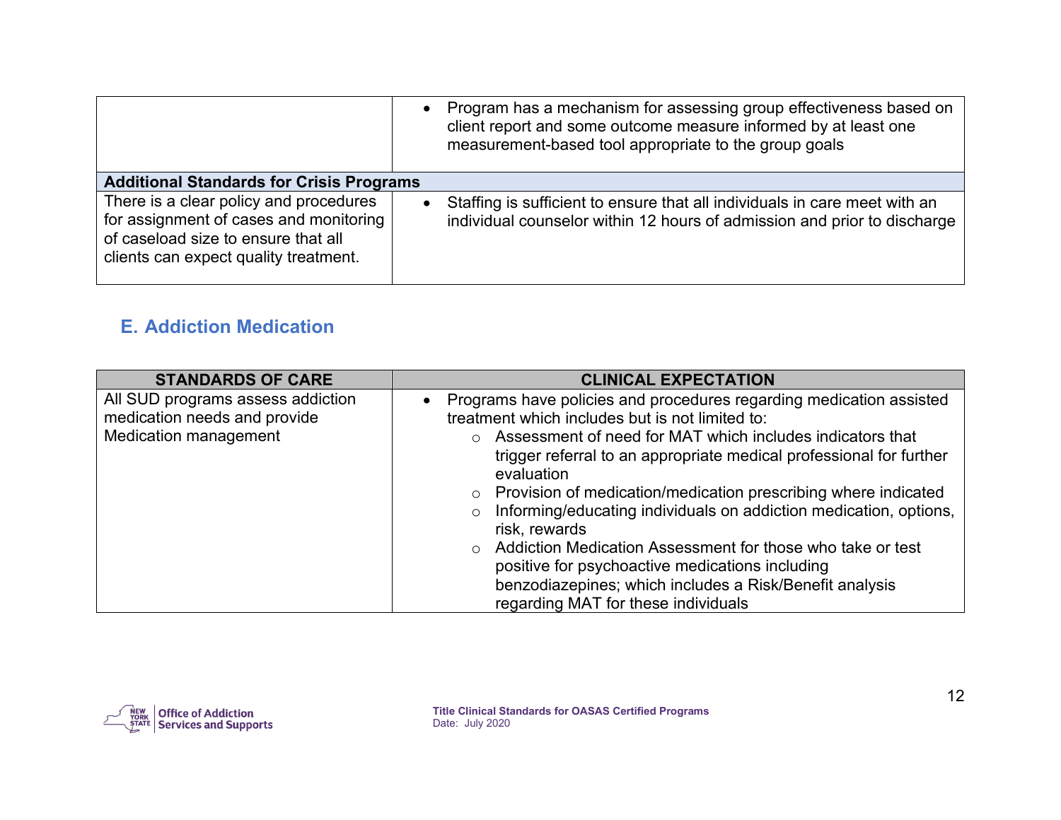| | |
|---|---|
| | • Program has a mechanism for assessing group effectiveness based on client report and some outcome measure informed by at least one measurement-based tool appropriate to the group goals |
| **Additional Standards for Crisis Programs** | |
| There is a clear policy and procedures for assignment of cases and monitoring of caseload size to ensure that all clients can expect quality treatment. | • Staffing is sufficient to ensure that all individuals in care meet with an individual counselor within 12 hours of admission and prior to discharge |

## E. Addiction Medication

| STANDARDS OF CARE | CLINICAL EXPECTATION |
|---|---|
| All SUD programs assess addiction medication needs and provide Medication management | • Programs have policies and procedures regarding medication assisted treatment which includes but is not limited to:<br>○ Assessment of need for MAT which includes indicators that trigger referral to an appropriate medical professional for further evaluation<br>○ Provision of medication/medication prescribing where indicated<br>○ Informing/educating individuals on addiction medication, options, risk, rewards<br>○ Addiction Medication Assessment for those who take or test positive for psychoactive medications including benzodiazepines; which includes a Risk/Benefit analysis regarding MAT for these individuals |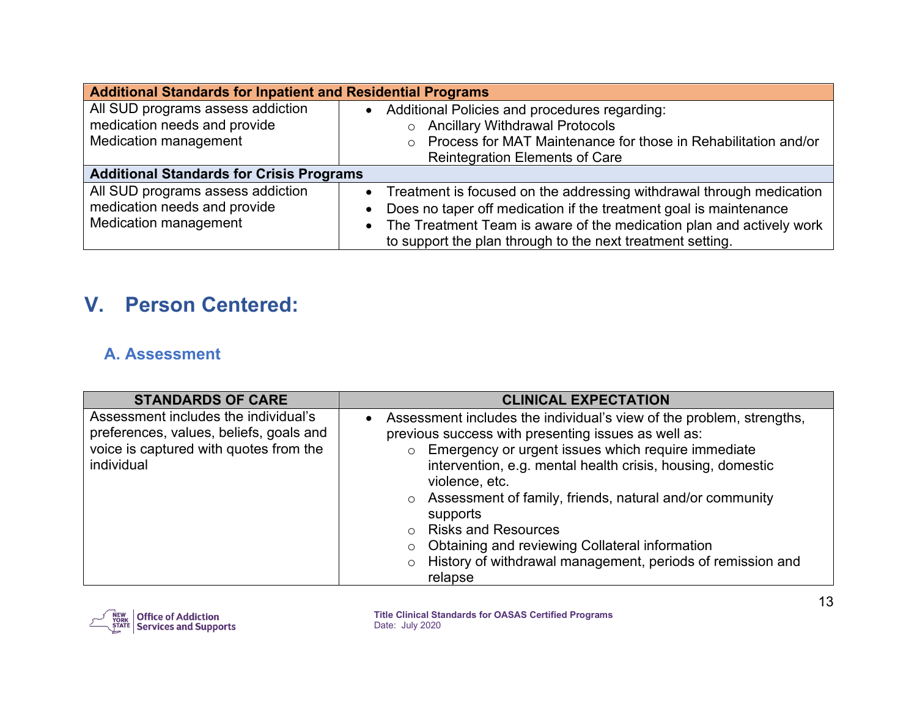| Additional Standards for Inpatient and Residential Programs | |
|---|---|
| All SUD programs assess addiction medication needs and provide Medication management | • Additional Policies and procedures regarding:<br>  ○ Ancillary Withdrawal Protocols<br>  ○ Process for MAT Maintenance for those in Rehabilitation and/or Reintegration Elements of Care |
| **Additional Standards for Crisis Programs** | |
| All SUD programs assess addiction medication needs and provide Medication management | • Treatment is focused on the addressing withdrawal through medication<br>• Does no taper off medication if the treatment goal is maintenance<br>• The Treatment Team is aware of the medication plan and actively work to support the plan through to the next treatment setting. |

# V. Person Centered:

## A. Assessment

| STANDARDS OF CARE | CLINICAL EXPECTATION |
|---|---|
| Assessment includes the individual's preferences, values, beliefs, goals and voice is captured with quotes from the individual | • Assessment includes the individual's view of the problem, strengths, previous success with presenting issues as well as:<br>  ○ Emergency or urgent issues which require immediate intervention, e.g. mental health crisis, housing, domestic violence, etc.<br>  ○ Assessment of family, friends, natural and/or community supports<br>  ○ Risks and Resources<br>  ○ Obtaining and reviewing Collateral information<br>  ○ History of withdrawal management, periods of remission and relapse |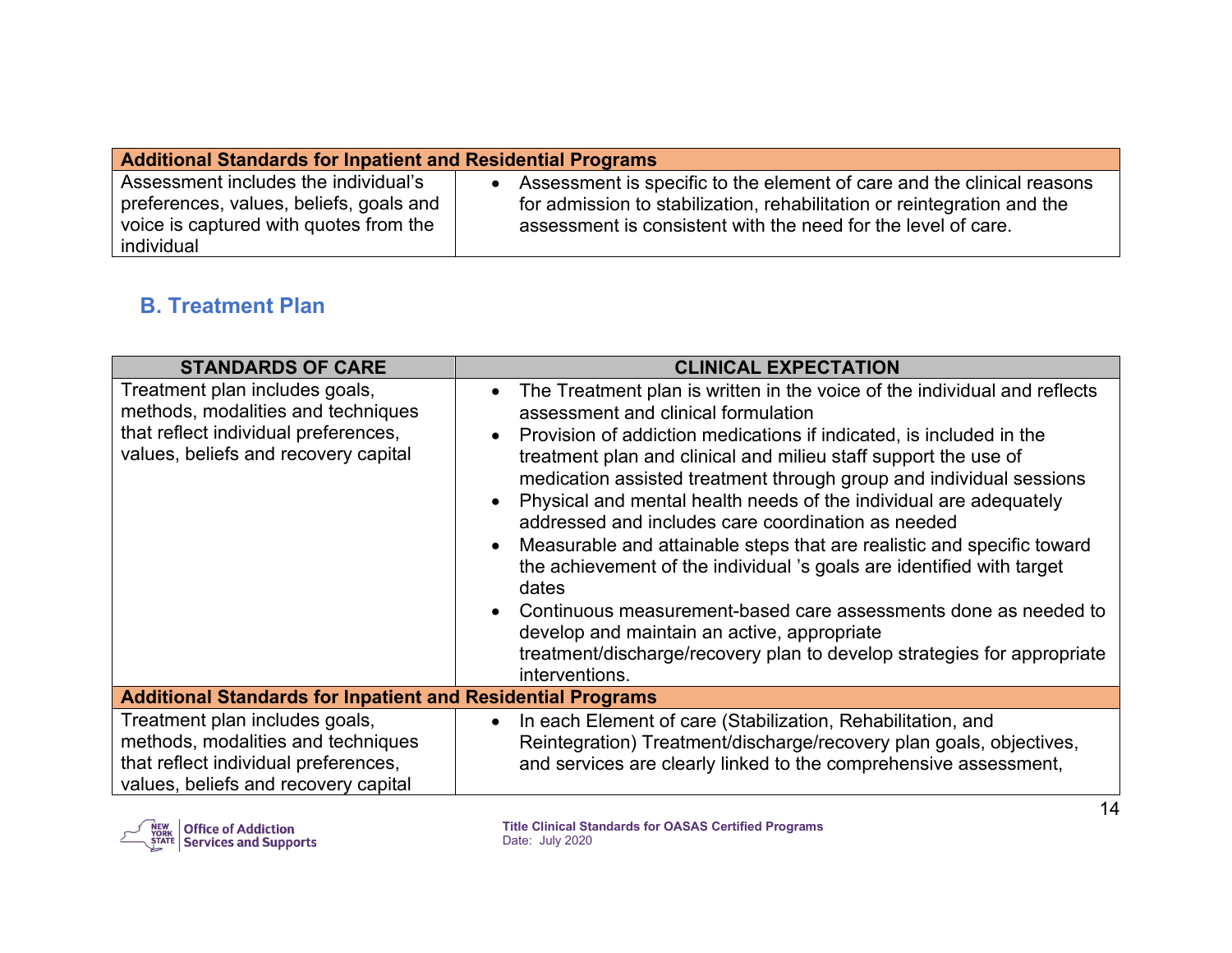| Additional Standards for Inpatient and Residential Programs | |
|---|---|
| Assessment includes the individual's preferences, values, beliefs, goals and voice is captured with quotes from the individual | • Assessment is specific to the element of care and the clinical reasons for admission to stabilization, rehabilitation or reintegration and the assessment is consistent with the need for the level of care. |

## B. Treatment Plan

| STANDARDS OF CARE | CLINICAL EXPECTATION |
|---|---|
| Treatment plan includes goals, methods, modalities and techniques that reflect individual preferences, values, beliefs and recovery capital | • The Treatment plan is written in the voice of the individual and reflects assessment and clinical formulation<br>• Provision of addiction medications if indicated, is included in the treatment plan and clinical and milieu staff support the use of medication assisted treatment through group and individual sessions<br>• Physical and mental health needs of the individual are adequately addressed and includes care coordination as needed<br>• Measurable and attainable steps that are realistic and specific toward the achievement of the individual 's goals are identified with target dates<br>• Continuous measurement-based care assessments done as needed to develop and maintain an active, appropriate treatment/discharge/recovery plan to develop strategies for appropriate interventions. |
| **Additional Standards for Inpatient and Residential Programs** | |
| Treatment plan includes goals, methods, modalities and techniques that reflect individual preferences, values, beliefs and recovery capital | • In each Element of care (Stabilization, Rehabilitation, and Reintegration) Treatment/discharge/recovery plan goals, objectives, and services are clearly linked to the comprehensive assessment, |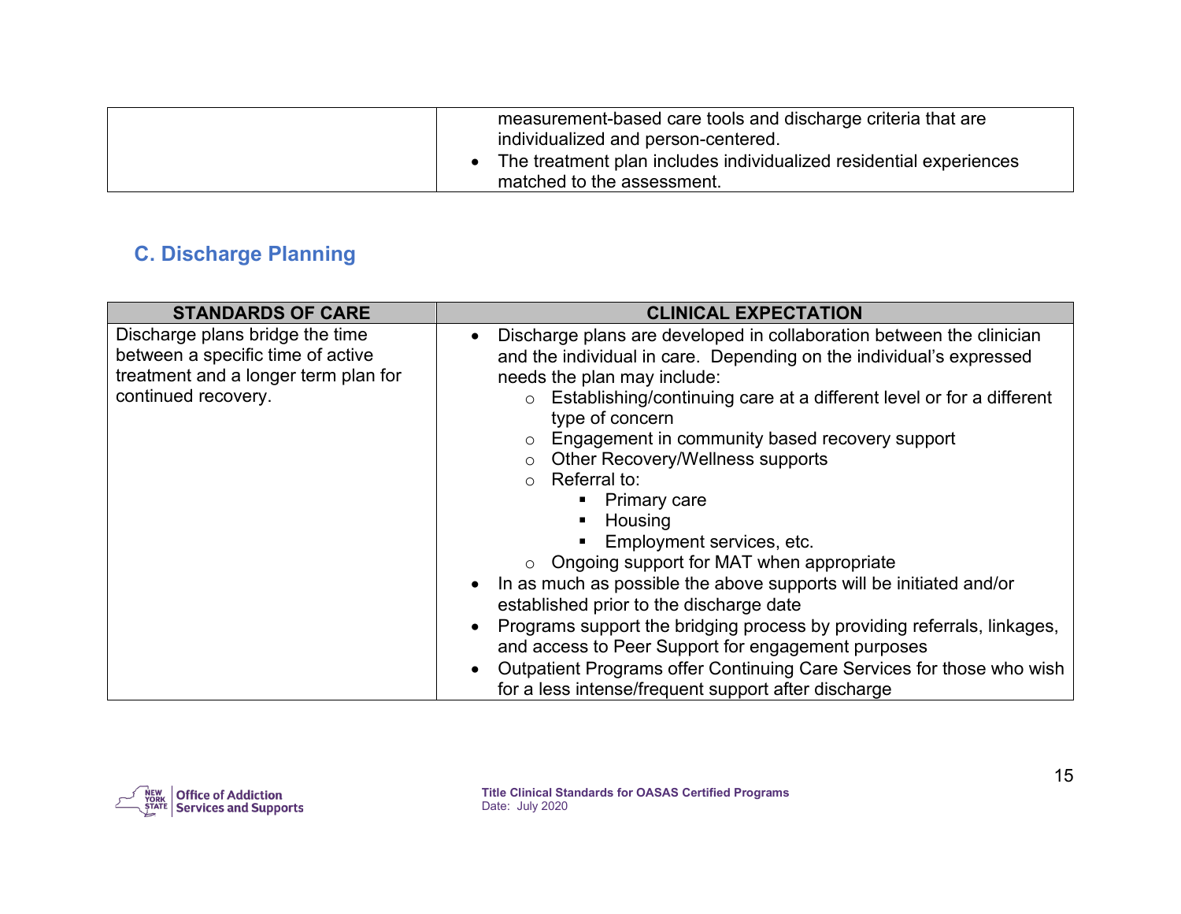| | |
|---|---|
| | measurement-based care tools and discharge criteria that are individualized and person-centered.<br>• The treatment plan includes individualized residential experiences matched to the assessment. |

## C. Discharge Planning

| STANDARDS OF CARE | CLINICAL EXPECTATION |
|---|---|
| Discharge plans bridge the time between a specific time of active treatment and a longer term plan for continued recovery. | • Discharge plans are developed in collaboration between the clinician and the individual in care. Depending on the individual's expressed needs the plan may include:<br>&nbsp;&nbsp;&nbsp;&nbsp;○ Establishing/continuing care at a different level or for a different type of concern<br>&nbsp;&nbsp;&nbsp;&nbsp;○ Engagement in community based recovery support<br>&nbsp;&nbsp;&nbsp;&nbsp;○ Other Recovery/Wellness supports<br>&nbsp;&nbsp;&nbsp;&nbsp;○ Referral to:<br>&nbsp;&nbsp;&nbsp;&nbsp;&nbsp;&nbsp;&nbsp;&nbsp;▪ Primary care<br>&nbsp;&nbsp;&nbsp;&nbsp;&nbsp;&nbsp;&nbsp;&nbsp;▪ Housing<br>&nbsp;&nbsp;&nbsp;&nbsp;&nbsp;&nbsp;&nbsp;&nbsp;▪ Employment services, etc.<br>&nbsp;&nbsp;&nbsp;&nbsp;○ Ongoing support for MAT when appropriate<br>• In as much as possible the above supports will be initiated and/or established prior to the discharge date<br>• Programs support the bridging process by providing referrals, linkages, and access to Peer Support for engagement purposes<br>• Outpatient Programs offer Continuing Care Services for those who wish for a less intense/frequent support after discharge |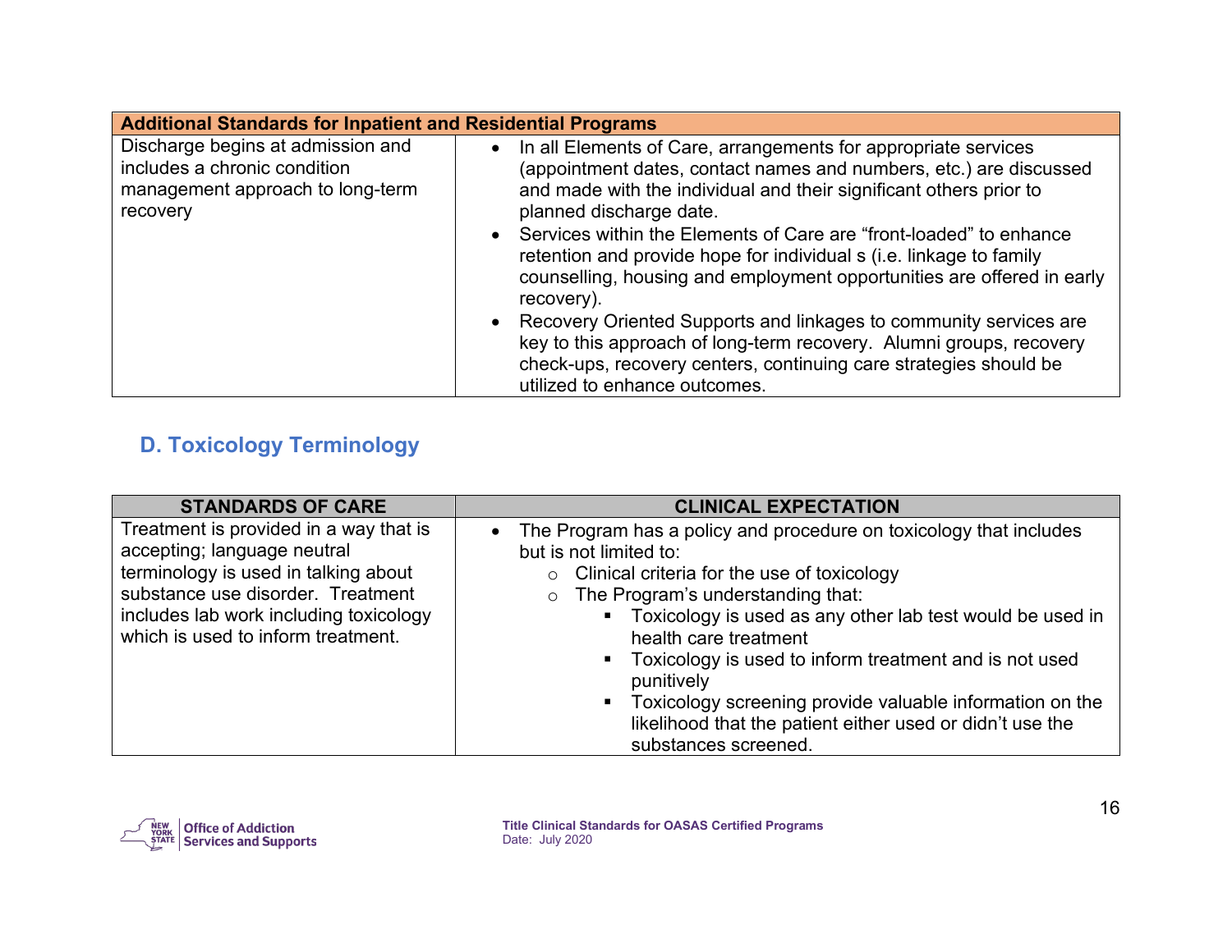| Additional Standards for Inpatient and Residential Programs | |
|---|---|
| Discharge begins at admission and includes a chronic condition management approach to long-term recovery | • In all Elements of Care, arrangements for appropriate services (appointment dates, contact names and numbers, etc.) are discussed and made with the individual and their significant others prior to planned discharge date.<br>• Services within the Elements of Care are "front-loaded" to enhance retention and provide hope for individual s (i.e. linkage to family counselling, housing and employment opportunities are offered in early recovery).<br>• Recovery Oriented Supports and linkages to community services are key to this approach of long-term recovery. Alumni groups, recovery check-ups, recovery centers, continuing care strategies should be utilized to enhance outcomes. |

## D. Toxicology Terminology

| STANDARDS OF CARE | CLINICAL EXPECTATION |
|---|---|
| Treatment is provided in a way that is accepting; language neutral terminology is used in talking about substance use disorder. Treatment includes lab work including toxicology which is used to inform treatment. | • The Program has a policy and procedure on toxicology that includes but is not limited to:<br>  ○ Clinical criteria for the use of toxicology<br>  ○ The Program's understanding that:<br>    ▪ Toxicology is used as any other lab test would be used in health care treatment<br>    ▪ Toxicology is used to inform treatment and is not used punitively<br>    ▪ Toxicology screening provide valuable information on the likelihood that the patient either used or didn't use the substances screened. |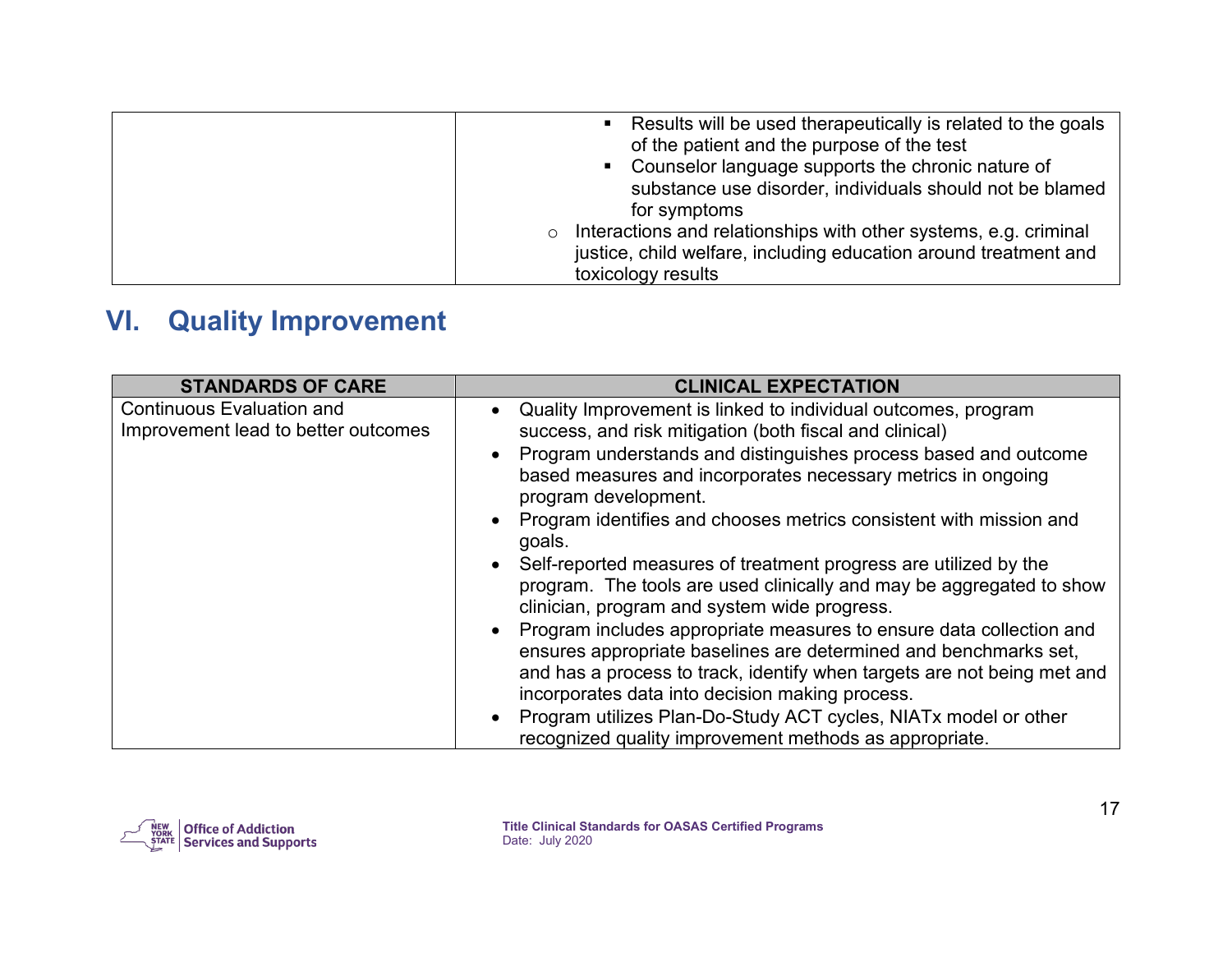| | |
|---|---|
| | ▪ Results will be used therapeutically is related to the goals of the patient and the purpose of the test<br>▪ Counselor language supports the chronic nature of substance use disorder, individuals should not be blamed for symptoms<br>○ Interactions and relationships with other systems, e.g. criminal justice, child welfare, including education around treatment and toxicology results |

## VI. Quality Improvement

| STANDARDS OF CARE | CLINICAL EXPECTATION |
|---|---|
| Continuous Evaluation and Improvement lead to better outcomes | • Quality Improvement is linked to individual outcomes, program success, and risk mitigation (both fiscal and clinical)<br>• Program understands and distinguishes process based and outcome based measures and incorporates necessary metrics in ongoing program development.<br>• Program identifies and chooses metrics consistent with mission and goals.<br>• Self-reported measures of treatment progress are utilized by the program. The tools are used clinically and may be aggregated to show clinician, program and system wide progress.<br>• Program includes appropriate measures to ensure data collection and ensures appropriate baselines are determined and benchmarks set, and has a process to track, identify when targets are not being met and incorporates data into decision making process.<br>• Program utilizes Plan-Do-Study ACT cycles, NIATx model or other recognized quality improvement methods as appropriate. |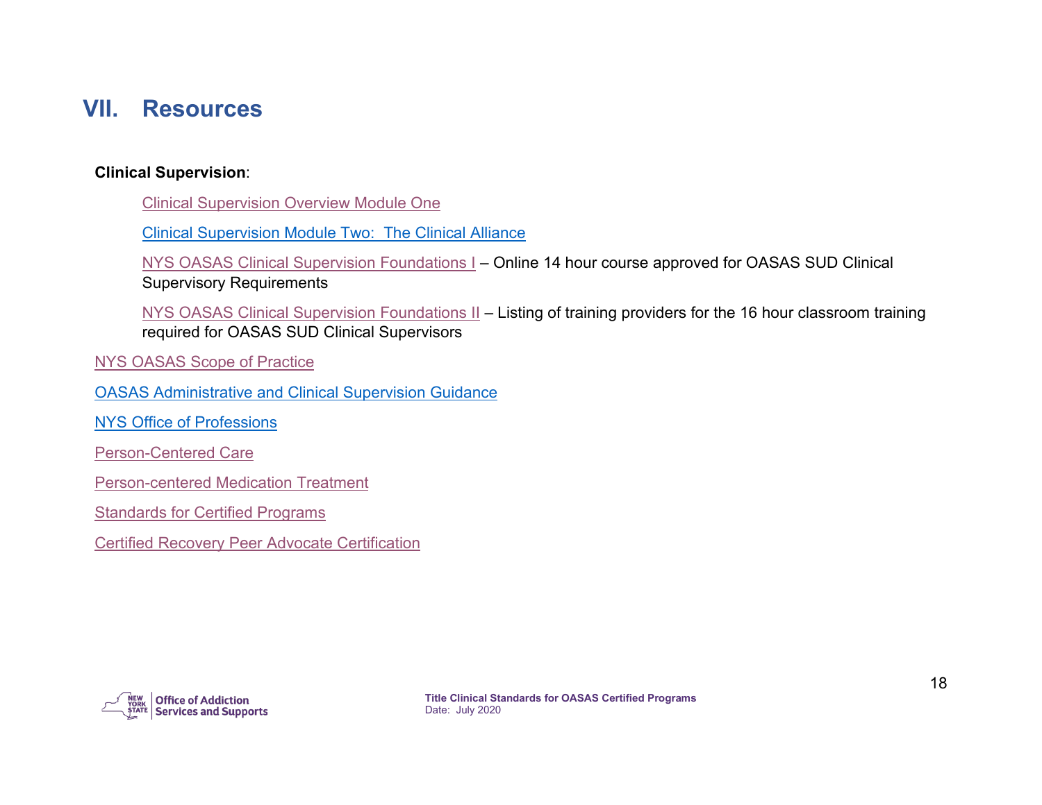# VII. Resources

**Clinical Supervision**:

- Clinical Supervision Overview Module One
- Clinical Supervision Module Two:  The Clinical Alliance
- NYS OASAS Clinical Supervision Foundations I – Online 14 hour course approved for OASAS SUD Clinical Supervisory Requirements
- NYS OASAS Clinical Supervision Foundations II – Listing of training providers for the 16 hour classroom training required for OASAS SUD Clinical Supervisors

NYS OASAS Scope of Practice

OASAS Administrative and Clinical Supervision Guidance

NYS Office of Professions

Person-Centered Care

Person-centered Medication Treatment

Standards for Certified Programs

Certified Recovery Peer Advocate Certification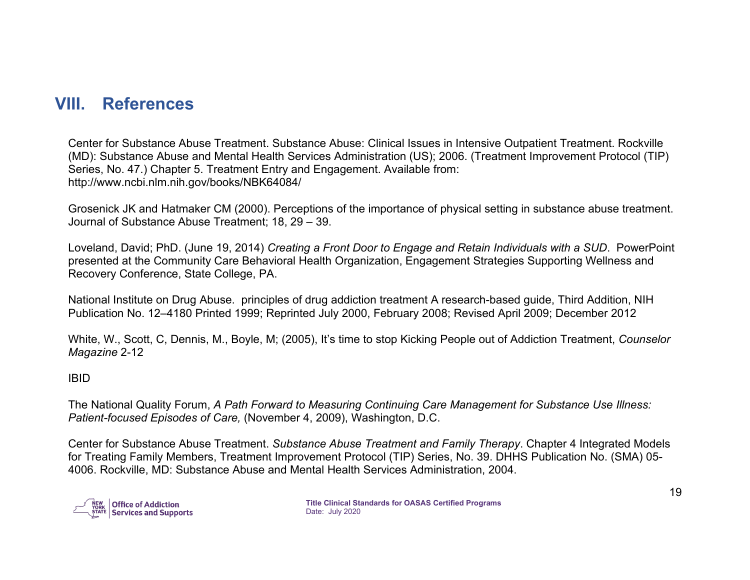# VIII. References

Center for Substance Abuse Treatment. Substance Abuse: Clinical Issues in Intensive Outpatient Treatment. Rockville (MD): Substance Abuse and Mental Health Services Administration (US); 2006. (Treatment Improvement Protocol (TIP) Series, No. 47.) Chapter 5. Treatment Entry and Engagement. Available from: http://www.ncbi.nlm.nih.gov/books/NBK64084/

Grosenick JK and Hatmaker CM (2000). Perceptions of the importance of physical setting in substance abuse treatment. Journal of Substance Abuse Treatment; 18, 29 – 39.

Loveland, David; PhD. (June 19, 2014) *Creating a Front Door to Engage and Retain Individuals with a SUD*. PowerPoint presented at the Community Care Behavioral Health Organization, Engagement Strategies Supporting Wellness and Recovery Conference, State College, PA.

National Institute on Drug Abuse. principles of drug addiction treatment A research-based guide, Third Addition, NIH Publication No. 12–4180 Printed 1999; Reprinted July 2000, February 2008; Revised April 2009; December 2012

White, W., Scott, C, Dennis, M., Boyle, M; (2005), It's time to stop Kicking People out of Addiction Treatment, *Counselor Magazine* 2-12

IBID

The National Quality Forum, *A Path Forward to Measuring Continuing Care Management for Substance Use Illness: Patient-focused Episodes of Care,* (November 4, 2009), Washington, D.C.

Center for Substance Abuse Treatment. *Substance Abuse Treatment and Family Therapy*. Chapter 4 Integrated Models for Treating Family Members, Treatment Improvement Protocol (TIP) Series, No. 39. DHHS Publication No. (SMA) 05-4006. Rockville, MD: Substance Abuse and Mental Health Services Administration, 2004.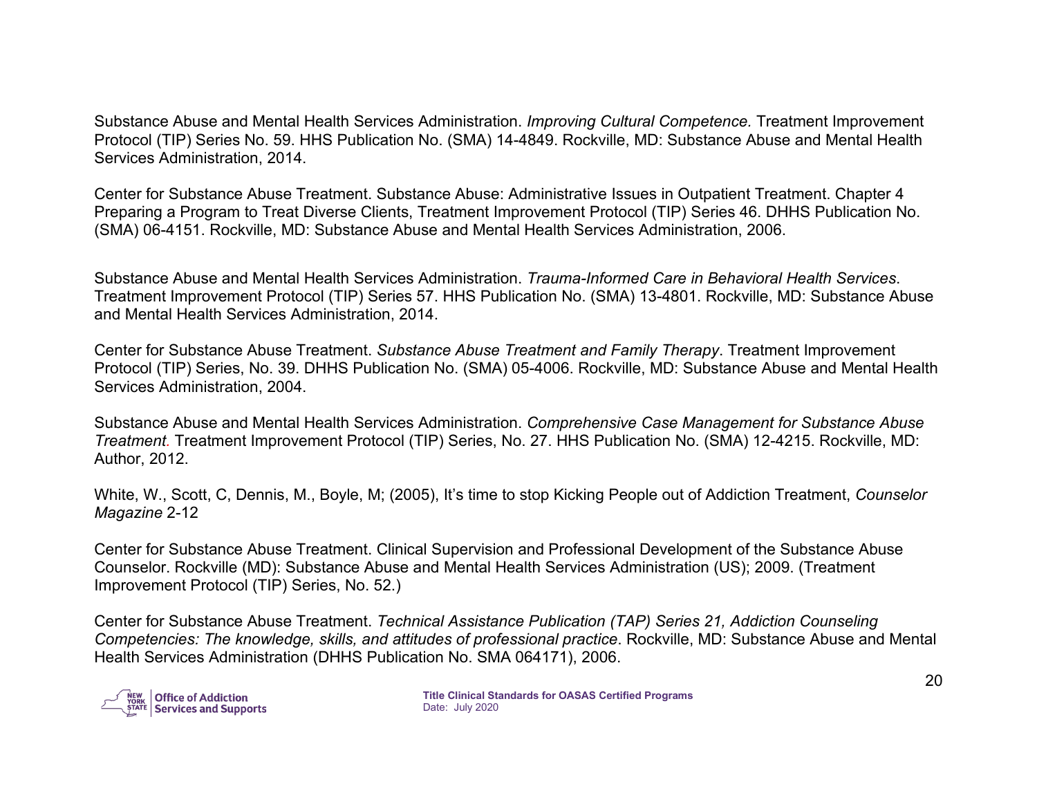Substance Abuse and Mental Health Services Administration. *Improving Cultural Competence.* Treatment Improvement Protocol (TIP) Series No. 59. HHS Publication No. (SMA) 14-4849. Rockville, MD: Substance Abuse and Mental Health Services Administration, 2014.

Center for Substance Abuse Treatment. Substance Abuse: Administrative Issues in Outpatient Treatment. Chapter 4 Preparing a Program to Treat Diverse Clients, Treatment Improvement Protocol (TIP) Series 46. DHHS Publication No. (SMA) 06-4151. Rockville, MD: Substance Abuse and Mental Health Services Administration, 2006.

Substance Abuse and Mental Health Services Administration. *Trauma-Informed Care in Behavioral Health Services*. Treatment Improvement Protocol (TIP) Series 57. HHS Publication No. (SMA) 13-4801. Rockville, MD: Substance Abuse and Mental Health Services Administration, 2014.

Center for Substance Abuse Treatment. *Substance Abuse Treatment and Family Therapy*. Treatment Improvement Protocol (TIP) Series, No. 39. DHHS Publication No. (SMA) 05-4006. Rockville, MD: Substance Abuse and Mental Health Services Administration, 2004.

Substance Abuse and Mental Health Services Administration. *Comprehensive Case Management for Substance Abuse Treatment.* Treatment Improvement Protocol (TIP) Series, No. 27. HHS Publication No. (SMA) 12-4215. Rockville, MD: Author, 2012.

White, W., Scott, C, Dennis, M., Boyle, M; (2005), It's time to stop Kicking People out of Addiction Treatment, *Counselor Magazine* 2-12

Center for Substance Abuse Treatment. Clinical Supervision and Professional Development of the Substance Abuse Counselor. Rockville (MD): Substance Abuse and Mental Health Services Administration (US); 2009. (Treatment Improvement Protocol (TIP) Series, No. 52.)

Center for Substance Abuse Treatment. *Technical Assistance Publication (TAP) Series 21, Addiction Counseling Competencies: The knowledge, skills, and attitudes of professional practice*. Rockville, MD: Substance Abuse and Mental Health Services Administration (DHHS Publication No. SMA 064171), 2006.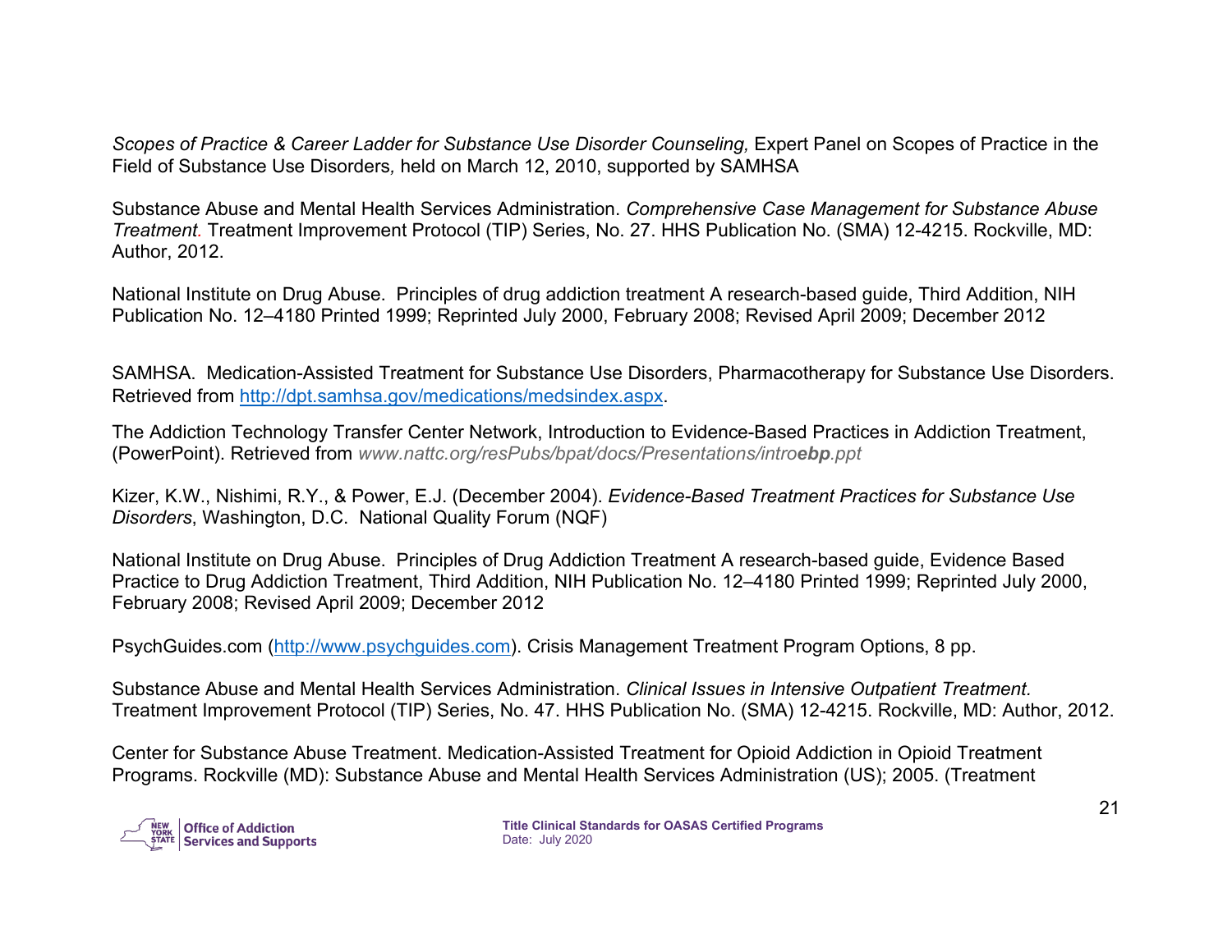*Scopes of Practice & Career Ladder for Substance Use Disorder Counseling,* Expert Panel on Scopes of Practice in the Field of Substance Use Disorders*,* held on March 12, 2010, supported by SAMHSA

Substance Abuse and Mental Health Services Administration. *Comprehensive Case Management for Substance Abuse Treatment.* Treatment Improvement Protocol (TIP) Series, No. 27. HHS Publication No. (SMA) 12-4215. Rockville, MD: Author, 2012.

National Institute on Drug Abuse. Principles of drug addiction treatment A research-based guide, Third Addition, NIH Publication No. 12–4180 Printed 1999; Reprinted July 2000, February 2008; Revised April 2009; December 2012

SAMHSA. Medication-Assisted Treatment for Substance Use Disorders, Pharmacotherapy for Substance Use Disorders. Retrieved from http://dpt.samhsa.gov/medications/medsindex.aspx.

The Addiction Technology Transfer Center Network, Introduction to Evidence-Based Practices in Addiction Treatment, (PowerPoint). Retrieved from *www.nattc.org/resPubs/bpat/docs/Presentations/intro**ebp**.ppt*

Kizer, K.W., Nishimi, R.Y., & Power, E.J. (December 2004). *Evidence-Based Treatment Practices for Substance Use Disorders*, Washington, D.C. National Quality Forum (NQF)

National Institute on Drug Abuse. Principles of Drug Addiction Treatment A research-based guide, Evidence Based Practice to Drug Addiction Treatment, Third Addition, NIH Publication No. 12–4180 Printed 1999; Reprinted July 2000, February 2008; Revised April 2009; December 2012

PsychGuides.com (http://www.psychguides.com). Crisis Management Treatment Program Options, 8 pp.

Substance Abuse and Mental Health Services Administration. *Clinical Issues in Intensive Outpatient Treatment.* Treatment Improvement Protocol (TIP) Series, No. 47. HHS Publication No. (SMA) 12-4215. Rockville, MD: Author, 2012.

Center for Substance Abuse Treatment. Medication-Assisted Treatment for Opioid Addiction in Opioid Treatment Programs. Rockville (MD): Substance Abuse and Mental Health Services Administration (US); 2005. (Treatment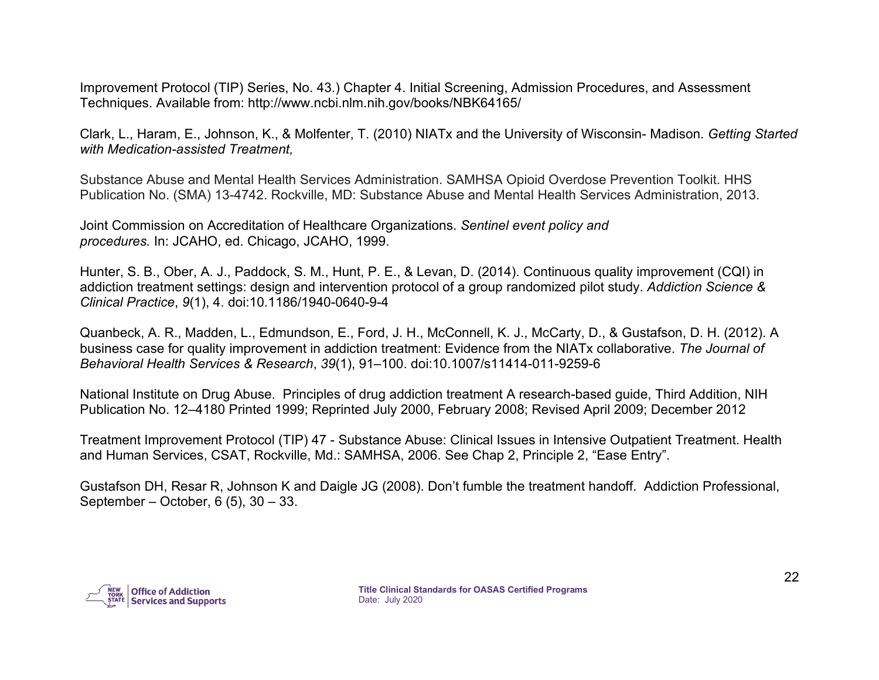Improvement Protocol (TIP) Series, No. 43.) Chapter 4. Initial Screening, Admission Procedures, and Assessment Techniques. Available from: http://www.ncbi.nlm.nih.gov/books/NBK64165/

Clark, L., Haram, E., Johnson, K., & Molfenter, T. (2010) NIATx and the University of Wisconsin- Madison. *Getting Started with Medication-assisted Treatment,*

Substance Abuse and Mental Health Services Administration. SAMHSA Opioid Overdose Prevention Toolkit. HHS Publication No. (SMA) 13-4742. Rockville, MD: Substance Abuse and Mental Health Services Administration, 2013.

Joint Commission on Accreditation of Healthcare Organizations. *Sentinel event policy and procedures.* In: JCAHO, ed. Chicago, JCAHO, 1999.

Hunter, S. B., Ober, A. J., Paddock, S. M., Hunt, P. E., & Levan, D. (2014). Continuous quality improvement (CQI) in addiction treatment settings: design and intervention protocol of a group randomized pilot study. *Addiction Science & Clinical Practice*, *9*(1), 4. doi:10.1186/1940-0640-9-4

Quanbeck, A. R., Madden, L., Edmundson, E., Ford, J. H., McConnell, K. J., McCarty, D., & Gustafson, D. H. (2012). A business case for quality improvement in addiction treatment: Evidence from the NIATx collaborative. *The Journal of Behavioral Health Services & Research*, *39*(1), 91–100. doi:10.1007/s11414-011-9259-6

National Institute on Drug Abuse. Principles of drug addiction treatment A research-based guide, Third Addition, NIH Publication No. 12–4180 Printed 1999; Reprinted July 2000, February 2008; Revised April 2009; December 2012

Treatment Improvement Protocol (TIP) 47 - Substance Abuse: Clinical Issues in Intensive Outpatient Treatment. Health and Human Services, CSAT, Rockville, Md.: SAMHSA, 2006. See Chap 2, Principle 2, "Ease Entry".

Gustafson DH, Resar R, Johnson K and Daigle JG (2008). Don't fumble the treatment handoff. Addiction Professional, September – October, 6 (5), 30 – 33.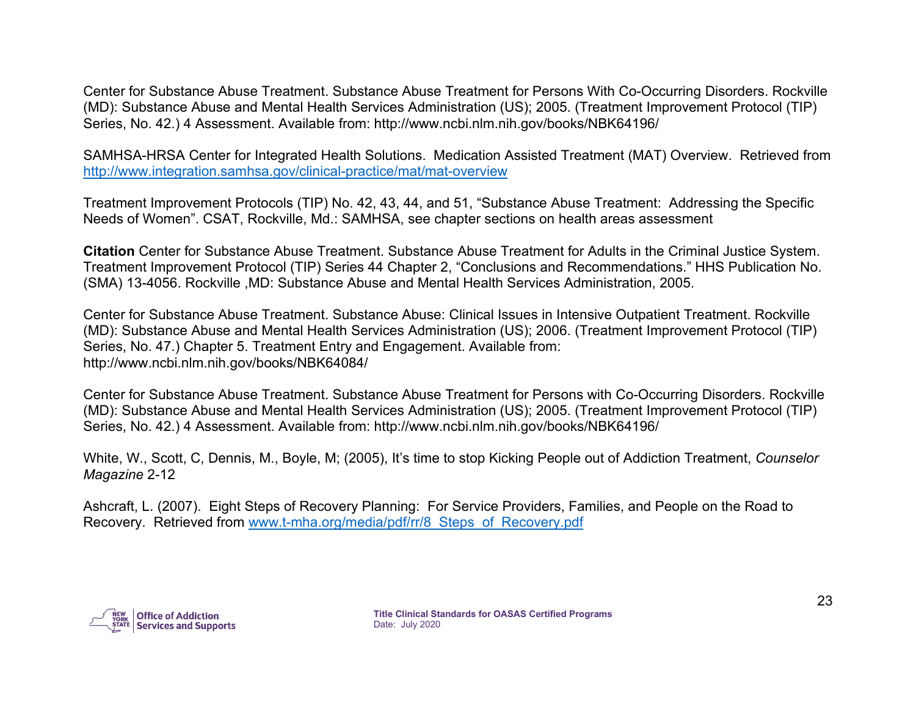Center for Substance Abuse Treatment. Substance Abuse Treatment for Persons With Co-Occurring Disorders. Rockville (MD): Substance Abuse and Mental Health Services Administration (US); 2005. (Treatment Improvement Protocol (TIP) Series, No. 42.) 4 Assessment. Available from: http://www.ncbi.nlm.nih.gov/books/NBK64196/

SAMHSA-HRSA Center for Integrated Health Solutions. Medication Assisted Treatment (MAT) Overview. Retrieved from [http://www.integration.samhsa.gov/clinical-practice/mat/mat-overview](http://www.integration.samhsa.gov/clinical-practice/mat/mat-overview)

Treatment Improvement Protocols (TIP) No. 42, 43, 44, and 51, “Substance Abuse Treatment: Addressing the Specific Needs of Women”. CSAT, Rockville, Md.: SAMHSA, see chapter sections on health areas assessment

**Citation** Center for Substance Abuse Treatment. Substance Abuse Treatment for Adults in the Criminal Justice System. Treatment Improvement Protocol (TIP) Series 44 Chapter 2, “Conclusions and Recommendations.” HHS Publication No. (SMA) 13-4056. Rockville ,MD: Substance Abuse and Mental Health Services Administration, 2005.

Center for Substance Abuse Treatment. Substance Abuse: Clinical Issues in Intensive Outpatient Treatment. Rockville (MD): Substance Abuse and Mental Health Services Administration (US); 2006. (Treatment Improvement Protocol (TIP) Series, No. 47.) Chapter 5. Treatment Entry and Engagement. Available from: http://www.ncbi.nlm.nih.gov/books/NBK64084/

Center for Substance Abuse Treatment. Substance Abuse Treatment for Persons with Co-Occurring Disorders. Rockville (MD): Substance Abuse and Mental Health Services Administration (US); 2005. (Treatment Improvement Protocol (TIP) Series, No. 42.) 4 Assessment. Available from: http://www.ncbi.nlm.nih.gov/books/NBK64196/

White, W., Scott, C, Dennis, M., Boyle, M; (2005), It’s time to stop Kicking People out of Addiction Treatment, *Counselor Magazine* 2-12

Ashcraft, L. (2007). Eight Steps of Recovery Planning: For Service Providers, Families, and People on the Road to Recovery. Retrieved from [www.t-mha.org/media/pdf/rr/8_Steps_of_Recovery.pdf](www.t-mha.org/media/pdf/rr/8_Steps_of_Recovery.pdf)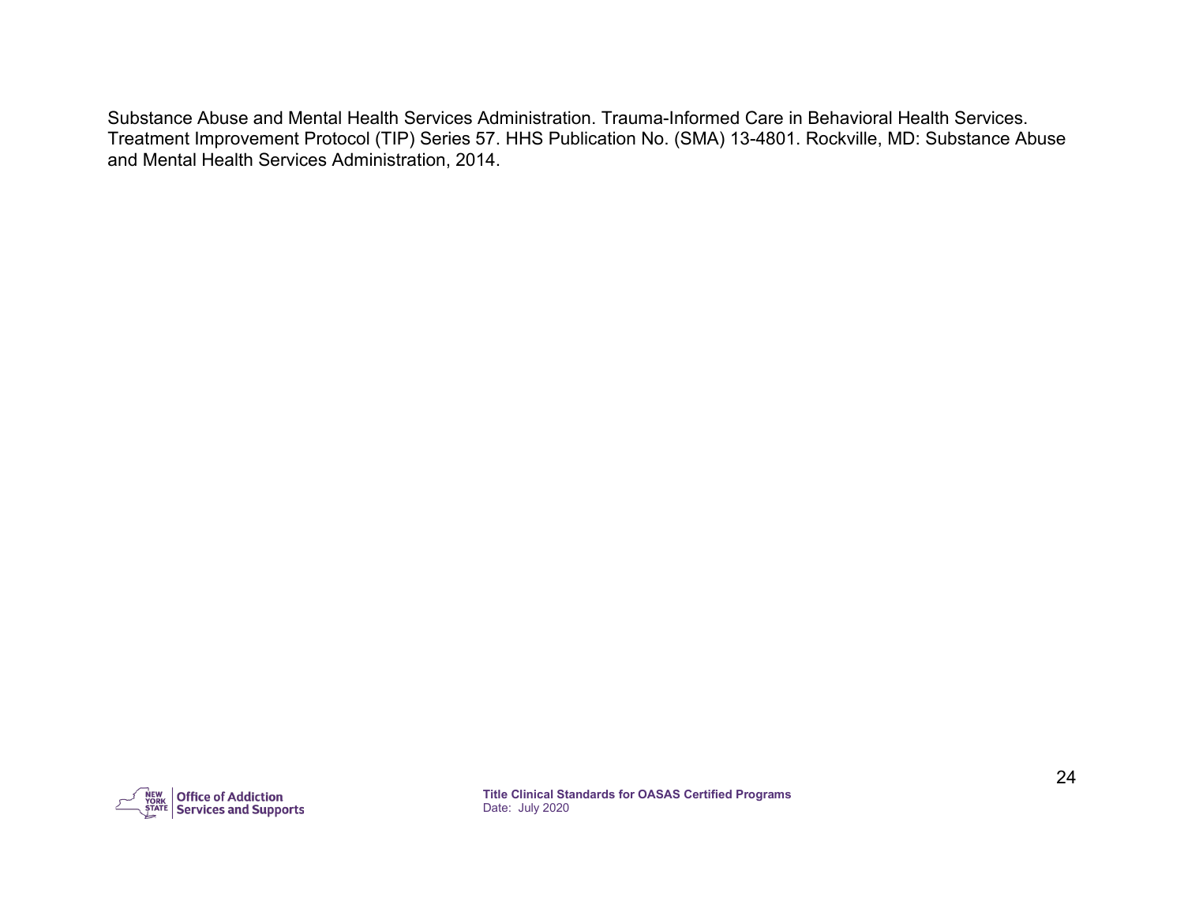Substance Abuse and Mental Health Services Administration. Trauma-Informed Care in Behavioral Health Services. Treatment Improvement Protocol (TIP) Series 57. HHS Publication No. (SMA) 13-4801. Rockville, MD: Substance Abuse and Mental Health Services Administration, 2014.